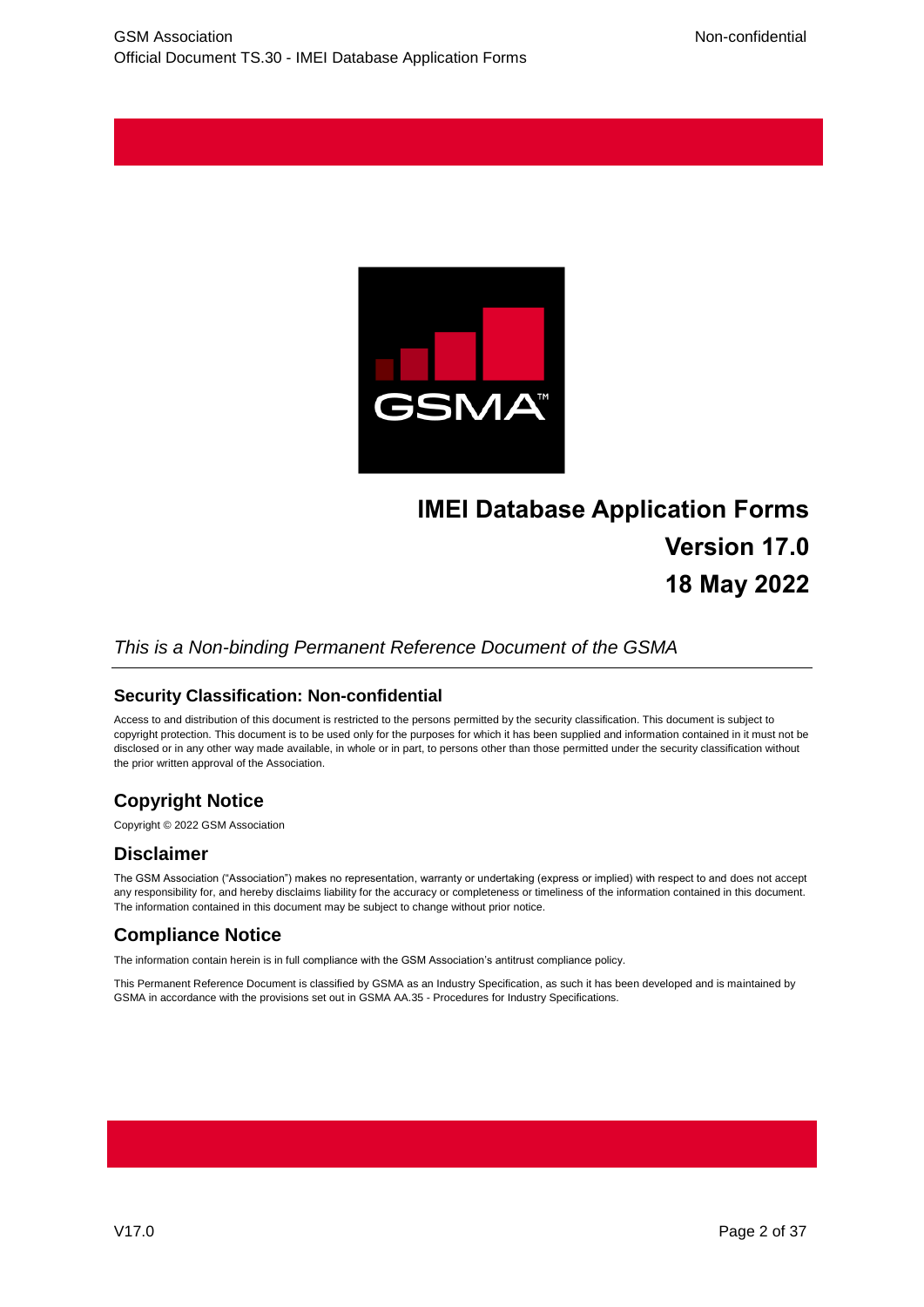# IMEI Database Application Forms

## Version 17.0

## 18 May 2022

*This is a Non-binding Permanent Reference Document of the GSMA*

### Security Classification: Non-confidential

Access to and distribution of this document is restricted to the persons permitted by the security classification. This document is subject to copyright protection. This document is to be used only for the purposes for which it has been supplied and information contained in it must not be disclosed or in any other way made available, in whole or in part, to persons other than those permitted under the security classification without the prior written approval of the Association.

## Copyright Notice

Copyright © 2022 GSM Association

## Disclaimer

The GSM Association ("Association") makes no representation, warranty or undertaking (express or implied) with respect to and does not accept any responsibility for, and hereby disclaims liability for the accuracy or completeness or timeliness of the information contained in this document. The information contained in this document may be subject to change without prior notice.

## Compliance Notice

The information contain herein is in full compliance with the GSM Association's antitrust compliance policy.

This Permanent Reference Document is classified by GSMA as an Industry Specification, as such it has been developed and is maintained by GSMA in accordance with the provisions set out in GSMA AA.35 - Procedures for Industry Specifications.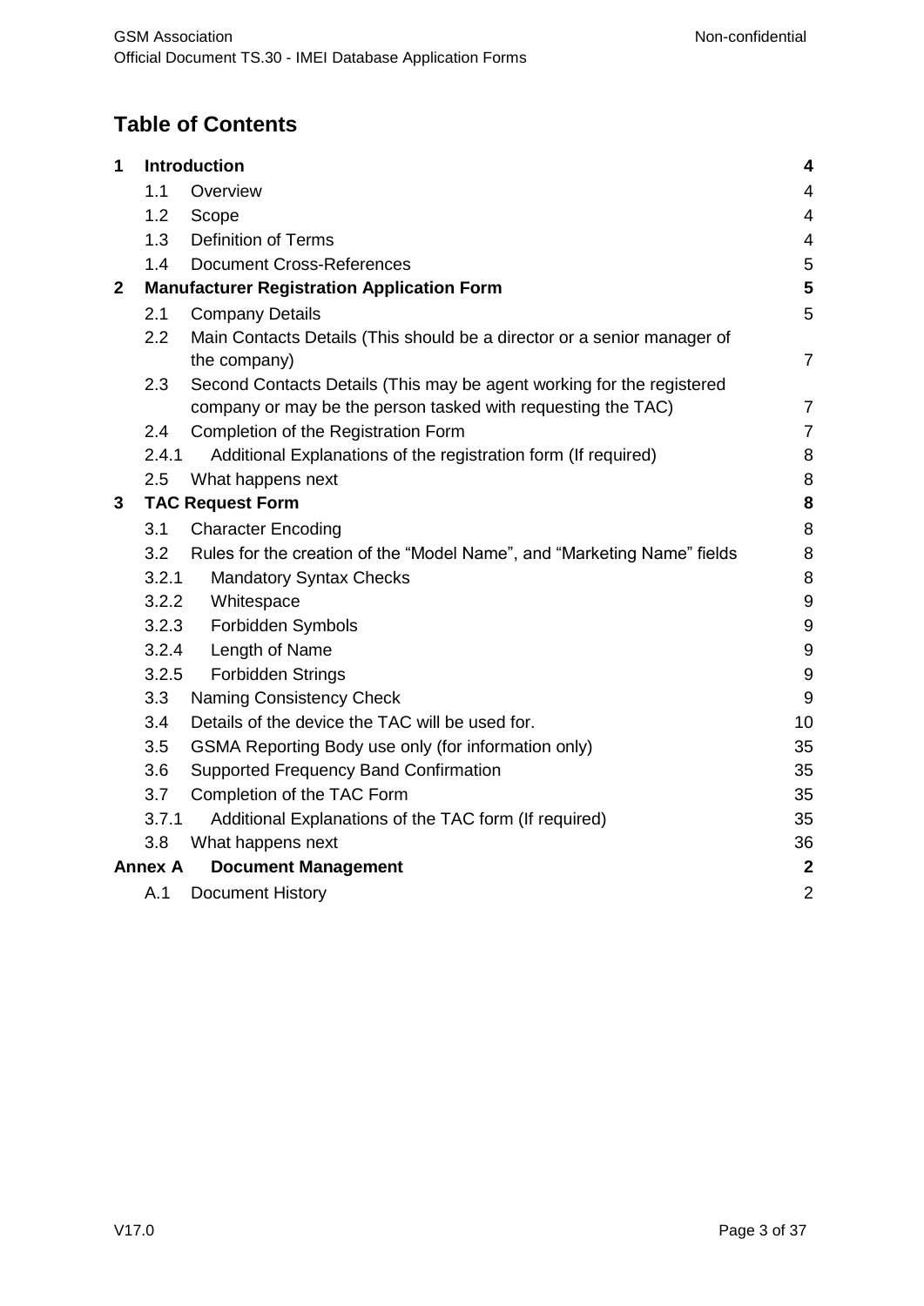## Table of Contents

| | | |
|---|---|---|
| **1** | **Introduction** | **4** |
| 1.1 | Overview | 4 |
| 1.2 | Scope | 4 |
| 1.3 | Definition of Terms | 4 |
| 1.4 | Document Cross-References | 5 |
| **2** | **Manufacturer Registration Application Form** | **5** |
| 2.1 | Company Details | 5 |
| 2.2 | Main Contacts Details (This should be a director or a senior manager of the company) | 7 |
| 2.3 | Second Contacts Details (This may be agent working for the registered company or may be the person tasked with requesting the TAC) | 7 |
| 2.4 | Completion of the Registration Form | 7 |
| 2.4.1 | Additional Explanations of the registration form (If required) | 8 |
| 2.5 | What happens next | 8 |
| **3** | **TAC Request Form** | **8** |
| 3.1 | Character Encoding | 8 |
| 3.2 | Rules for the creation of the "Model Name", and "Marketing Name" fields | 8 |
| 3.2.1 | Mandatory Syntax Checks | 8 |
| 3.2.2 | Whitespace | 9 |
| 3.2.3 | Forbidden Symbols | 9 |
| 3.2.4 | Length of Name | 9 |
| 3.2.5 | Forbidden Strings | 9 |
| 3.3 | Naming Consistency Check | 9 |
| 3.4 | Details of the device the TAC will be used for. | 10 |
| 3.5 | GSMA Reporting Body use only (for information only) | 35 |
| 3.6 | Supported Frequency Band Confirmation | 35 |
| 3.7 | Completion of the TAC Form | 35 |
| 3.7.1 | Additional Explanations of the TAC form (If required) | 35 |
| 3.8 | What happens next | 36 |
| **Annex A** | **Document Management** | **2** |
| A.1 | Document History | 2 |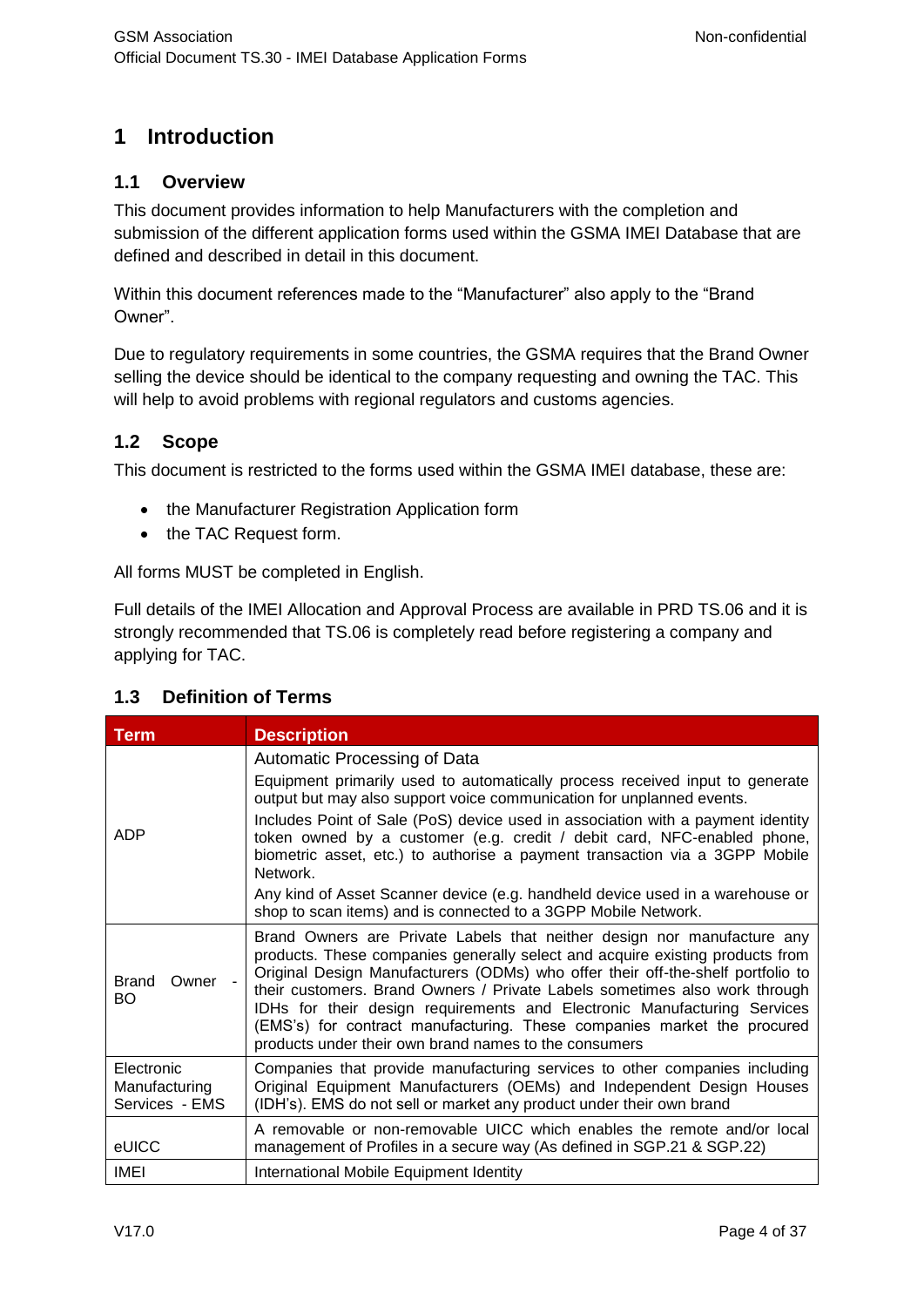# 1 Introduction

## 1.1 Overview

This document provides information to help Manufacturers with the completion and submission of the different application forms used within the GSMA IMEI Database that are defined and described in detail in this document.

Within this document references made to the "Manufacturer" also apply to the "Brand Owner".

Due to regulatory requirements in some countries, the GSMA requires that the Brand Owner selling the device should be identical to the company requesting and owning the TAC. This will help to avoid problems with regional regulators and customs agencies.

## 1.2 Scope

This document is restricted to the forms used within the GSMA IMEI database, these are:

- the Manufacturer Registration Application form
- the TAC Request form.

All forms MUST be completed in English.

Full details of the IMEI Allocation and Approval Process are available in PRD TS.06 and it is strongly recommended that TS.06 is completely read before registering a company and applying for TAC.

## 1.3 Definition of Terms

| Term | Description |
|---|---|
| ADP | Automatic Processing of Data<br><br>Equipment primarily used to automatically process received input to generate output but may also support voice communication for unplanned events.<br><br>Includes Point of Sale (PoS) device used in association with a payment identity token owned by a customer (e.g. credit / debit card, NFC-enabled phone, biometric asset, etc.) to authorise a payment transaction via a 3GPP Mobile Network.<br><br>Any kind of Asset Scanner device (e.g. handheld device used in a warehouse or shop to scan items) and is connected to a 3GPP Mobile Network. |
| Brand Owner - BO | Brand Owners are Private Labels that neither design nor manufacture any products. These companies generally select and acquire existing products from Original Design Manufacturers (ODMs) who offer their off-the-shelf portfolio to their customers. Brand Owners / Private Labels sometimes also work through IDHs for their design requirements and Electronic Manufacturing Services (EMS's) for contract manufacturing. These companies market the procured products under their own brand names to the consumers |
| Electronic Manufacturing Services - EMS | Companies that provide manufacturing services to other companies including Original Equipment Manufacturers (OEMs) and Independent Design Houses (IDH's). EMS do not sell or market any product under their own brand |
| eUICC | A removable or non-removable UICC which enables the remote and/or local management of Profiles in a secure way (As defined in SGP.21 & SGP.22) |
| IMEI | International Mobile Equipment Identity |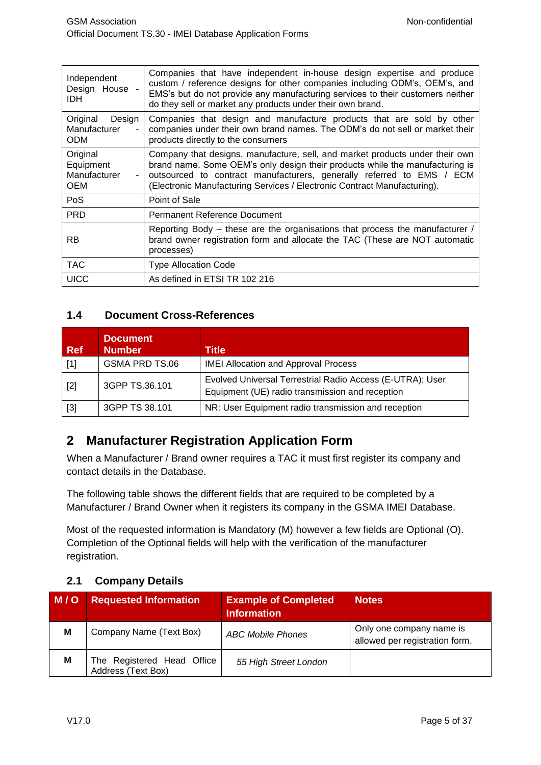| | |
|---|---|
| Independent Design House - IDH | Companies that have independent in-house design expertise and produce custom / reference designs for other companies including ODM's, OEM's, and EMS's but do not provide any manufacturing services to their customers neither do they sell or market any products under their own brand. |
| Original Design Manufacturer - ODM | Companies that design and manufacture products that are sold by other companies under their own brand names. The ODM's do not sell or market their products directly to the consumers |
| Original Equipment Manufacturer - OEM | Company that designs, manufacture, sell, and market products under their own brand name. Some OEM's only design their products while the manufacturing is outsourced to contract manufacturers, generally referred to EMS / ECM (Electronic Manufacturing Services / Electronic Contract Manufacturing). |
| PoS | Point of Sale |
| PRD | Permanent Reference Document |
| RB | Reporting Body – these are the organisations that process the manufacturer / brand owner registration form and allocate the TAC (These are NOT automatic processes) |
| TAC | Type Allocation Code |
| UICC | As defined in ETSI TR 102 216 |

### 1.4 Document Cross-References

| Ref | Document Number | Title |
|---|---|---|
| [1] | GSMA PRD TS.06 | IMEI Allocation and Approval Process |
| [2] | 3GPP TS.36.101 | Evolved Universal Terrestrial Radio Access (E-UTRA); User Equipment (UE) radio transmission and reception |
| [3] | 3GPP TS 38.101 | NR: User Equipment radio transmission and reception |

## 2 Manufacturer Registration Application Form

When a Manufacturer / Brand owner requires a TAC it must first register its company and contact details in the Database.

The following table shows the different fields that are required to be completed by a Manufacturer / Brand Owner when it registers its company in the GSMA IMEI Database.

Most of the requested information is Mandatory (M) however a few fields are Optional (O). Completion of the Optional fields will help with the verification of the manufacturer registration.

### 2.1 Company Details

| M / O | Requested Information | Example of Completed Information | Notes |
|---|---|---|---|
| **M** | Company Name (Text Box) | *ABC Mobile Phones* | Only one company name is allowed per registration form. |
| **M** | The Registered Head Office Address (Text Box) | *55 High Street London* | |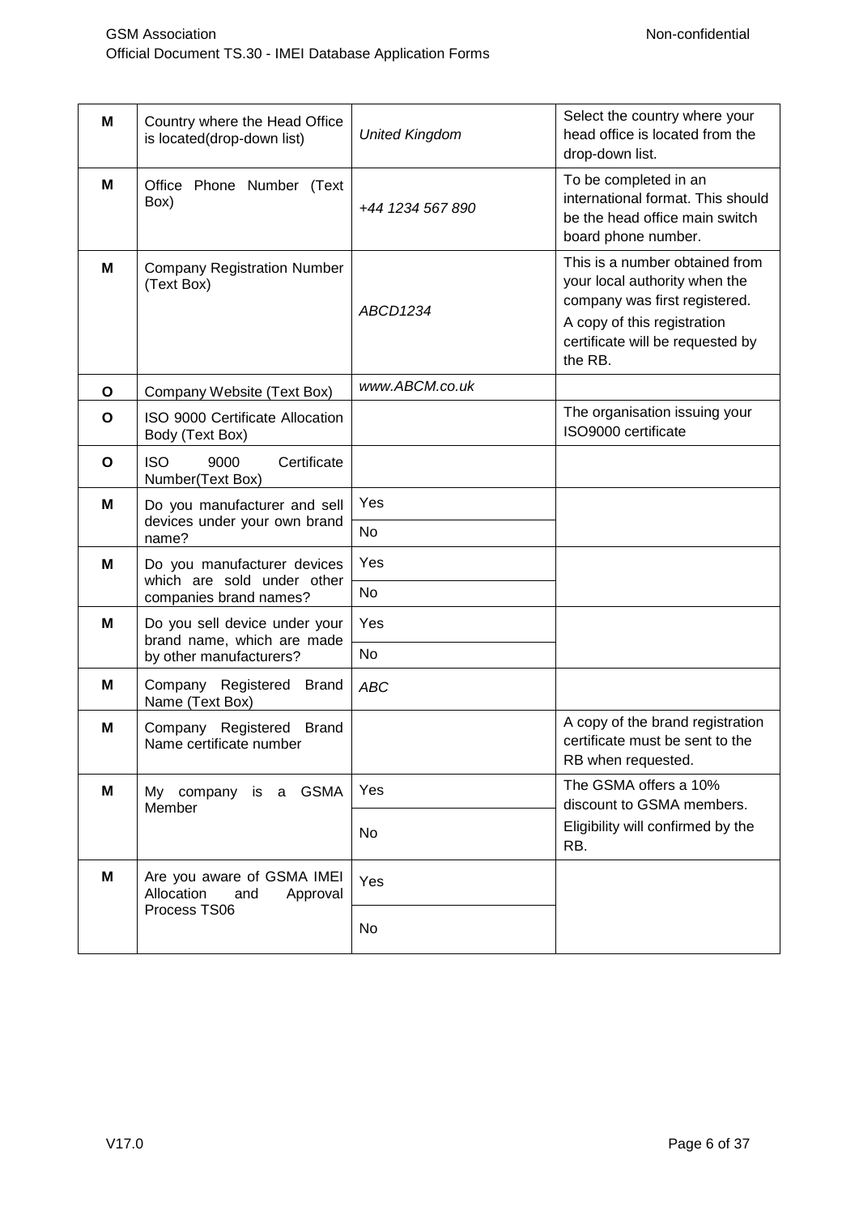| M | Country where the Head Office is located(drop-down list) | *United Kingdom* | Select the country where your head office is located from the drop-down list. |
|---|---|---|---|
| M | Office Phone Number (Text Box) | *+44 1234 567 890* | To be completed in an international format. This should be the head office main switch board phone number. |
| M | Company Registration Number (Text Box) | *ABCD1234* | This is a number obtained from your local authority when the company was first registered.<br>A copy of this registration certificate will be requested by the RB. |
| O | Company Website (Text Box) | *www.ABCM.co.uk* | |
| O | ISO 9000 Certificate Allocation Body (Text Box) | | The organisation issuing your ISO9000 certificate |
| O | ISO 9000 Certificate Number(Text Box) | | |
| M | Do you manufacturer and sell devices under your own brand name? | Yes | |
| | | No | |
| M | Do you manufacturer devices which are sold under other companies brand names? | Yes | |
| | | No | |
| M | Do you sell device under your brand name, which are made by other manufacturers? | Yes | |
| | | No | |
| M | Company Registered Brand Name (Text Box) | *ABC* | |
| M | Company Registered Brand Name certificate number | | A copy of the brand registration certificate must be sent to the RB when requested. |
| M | My company is a GSMA Member | Yes | The GSMA offers a 10% discount to GSMA members.<br>Eligibility will confirmed by the RB. |
| | | No | |
| M | Are you aware of GSMA IMEI Allocation and Approval Process TS06 | Yes | |
| | | No | |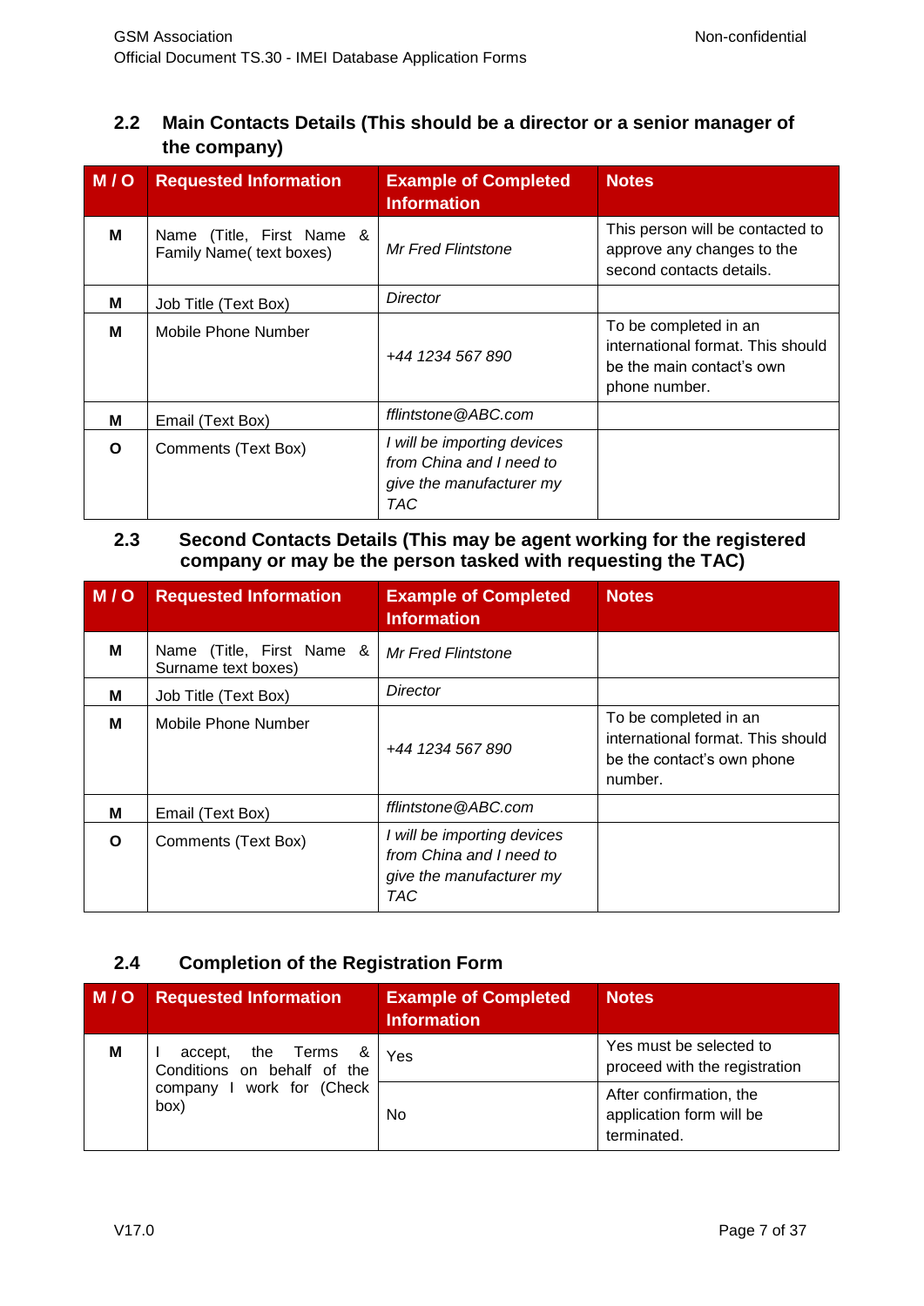### 2.2 Main Contacts Details (This should be a director or a senior manager of the company)

| M / O | Requested Information | Example of Completed Information | Notes |
|---|---|---|---|
| **M** | Name (Title, First Name & Family Name( text boxes) | *Mr Fred Flintstone* | This person will be contacted to approve any changes to the second contacts details. |
| **M** | Job Title (Text Box) | *Director* | |
| **M** | Mobile Phone Number | *+44 1234 567 890* | To be completed in an international format. This should be the main contact's own phone number. |
| **M** | Email (Text Box) | *fflintstone@ABC.com* | |
| **O** | Comments (Text Box) | *I will be importing devices from China and I need to give the manufacturer my TAC* | |

### 2.3 Second Contacts Details (This may be agent working for the registered company or may be the person tasked with requesting the TAC)

| M / O | Requested Information | Example of Completed Information | Notes |
|---|---|---|---|
| **M** | Name (Title, First Name & Surname text boxes) | *Mr Fred Flintstone* | |
| **M** | Job Title (Text Box) | *Director* | |
| **M** | Mobile Phone Number | *+44 1234 567 890* | To be completed in an international format. This should be the contact's own phone number. |
| **M** | Email (Text Box) | *fflintstone@ABC.com* | |
| **O** | Comments (Text Box) | *I will be importing devices from China and I need to give the manufacturer my TAC* | |

### 2.4 Completion of the Registration Form

| M / O | Requested Information | Example of Completed Information | Notes |
|---|---|---|---|
| **M** | I accept, the Terms & Conditions on behalf of the company I work for (Check box) | Yes | Yes must be selected to proceed with the registration |
| | | No | After confirmation, the application form will be terminated. |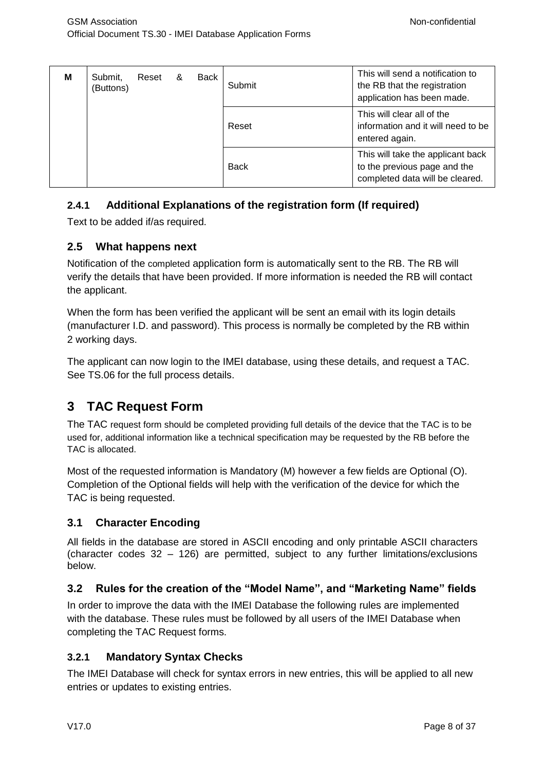| M | Submit, Reset & Back (Buttons) | Submit | This will send a notification to the RB that the registration application has been made. |
|---|---|---|---|
| | | Reset | This will clear all of the information and it will need to be entered again. |
| | | Back | This will take the applicant back to the previous page and the completed data will be cleared. |

#### 2.4.1 Additional Explanations of the registration form (If required)

Text to be added if/as required.

### 2.5 What happens next

Notification of the completed application form is automatically sent to the RB. The RB will verify the details that have been provided. If more information is needed the RB will contact the applicant.

When the form has been verified the applicant will be sent an email with its login details (manufacturer I.D. and password). This process is normally be completed by the RB within 2 working days.

The applicant can now login to the IMEI database, using these details, and request a TAC. See TS.06 for the full process details.

## 3 TAC Request Form

The TAC request form should be completed providing full details of the device that the TAC is to be used for, additional information like a technical specification may be requested by the RB before the TAC is allocated.

Most of the requested information is Mandatory (M) however a few fields are Optional (O). Completion of the Optional fields will help with the verification of the device for which the TAC is being requested.

### 3.1 Character Encoding

All fields in the database are stored in ASCII encoding and only printable ASCII characters (character codes 32 – 126) are permitted, subject to any further limitations/exclusions below.

### 3.2 Rules for the creation of the "Model Name", and "Marketing Name" fields

In order to improve the data with the IMEI Database the following rules are implemented with the database. These rules must be followed by all users of the IMEI Database when completing the TAC Request forms.

#### 3.2.1 Mandatory Syntax Checks

The IMEI Database will check for syntax errors in new entries, this will be applied to all new entries or updates to existing entries.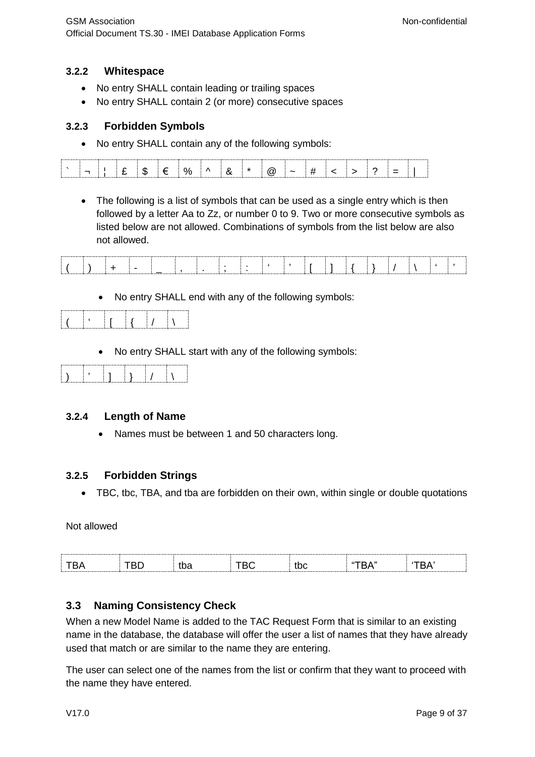### 3.2.2 Whitespace

- No entry SHALL contain leading or trailing spaces
- No entry SHALL contain 2 (or more) consecutive spaces

### 3.2.3 Forbidden Symbols

- No entry SHALL contain any of the following symbols:

| ` | ¬ | ¦ | £ | $ | € | % | ^ | & | * | @ | ~ | # | < | > | ? | = | \| |
|---|---|---|---|---|---|---|---|---|---|---|---|---|---|---|---|---|---|

- The following is a list of symbols that can be used as a single entry which is then followed by a letter Aa to Zz, or number 0 to 9. Two or more consecutive symbols as listed below are not allowed. Combinations of symbols from the list below are also not allowed.

| ( | ) | + | - | _ | , | . | ; | : | ‘ | ’ | [ | ] | { | } | / | \ | ‘ | ’ |
|---|---|---|---|---|---|---|---|---|---|---|---|---|---|---|---|---|---|---|

- No entry SHALL end with any of the following symbols:

| ( | ‘ | [ | { | / | \ |
|---|---|---|---|---|---|

- No entry SHALL start with any of the following symbols:

| ) | ’ | ] | } | / | \ |
|---|---|---|---|---|---|

### 3.2.4 Length of Name

- Names must be between 1 and 50 characters long.

### 3.2.5 Forbidden Strings

- TBC, tbc, TBA, and tba are forbidden on their own, within single or double quotations

Not allowed

| TBA | TBD | tba | TBC | tbc | “TBA” | ‘TBA’ |
|---|---|---|---|---|---|---|

## 3.3 Naming Consistency Check

When a new Model Name is added to the TAC Request Form that is similar to an existing name in the database, the database will offer the user a list of names that they have already used that match or are similar to the name they are entering.

The user can select one of the names from the list or confirm that they want to proceed with the name they have entered.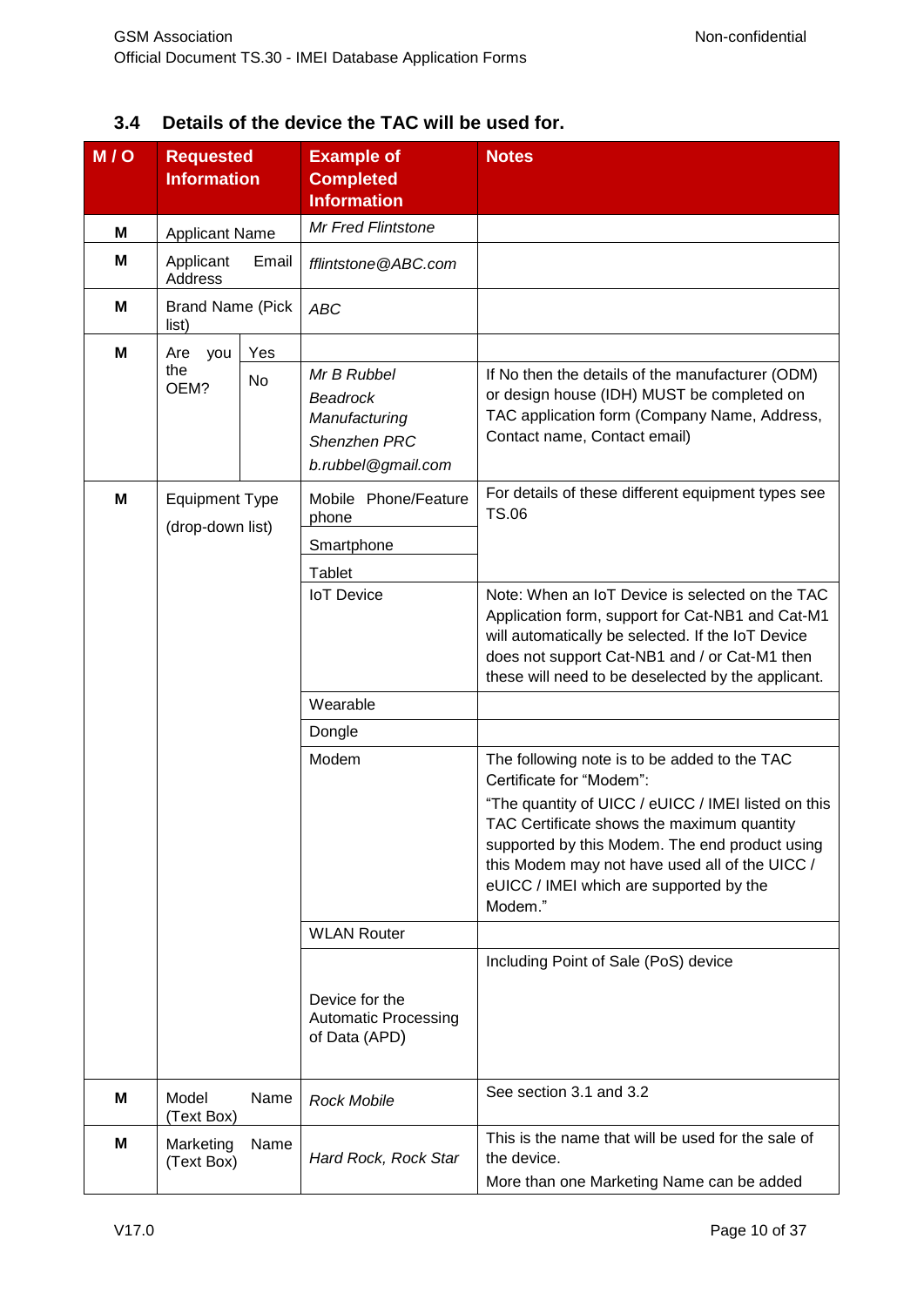### 3.4 Details of the device the TAC will be used for.

| M / O | Requested Information | | Example of Completed Information | Notes |
|---|---|---|---|---|
| M | Applicant Name | | *Mr Fred Flintstone* | |
| M | Applicant Email Address | | *fflintstone@ABC.com* | |
| M | Brand Name (Pick list) | | *ABC* | |
| M | Are you the OEM? | Yes | | |
| | | No | *Mr B Rubbel*<br>*Beadrock Manufacturing*<br>*Shenzhen PRC*<br>*b.rubbel@gmail.com* | If No then the details of the manufacturer (ODM) or design house (IDH) MUST be completed on TAC application form (Company Name, Address, Contact name, Contact email) |
| M | Equipment Type (drop-down list) | | Mobile Phone/Feature phone | For details of these different equipment types see TS.06 |
| | | | Smartphone | |
| | | | Tablet | |
| | | | IoT Device | Note: When an IoT Device is selected on the TAC Application form, support for Cat-NB1 and Cat-M1 will automatically be selected. If the IoT Device does not support Cat-NB1 and / or Cat-M1 then these will need to be deselected by the applicant. |
| | | | Wearable | |
| | | | Dongle | |
| | | | Modem | The following note is to be added to the TAC Certificate for "Modem":<br>"The quantity of UICC / eUICC / IMEI listed on this TAC Certificate shows the maximum quantity supported by this Modem. The end product using this Modem may not have used all of the UICC / eUICC / IMEI which are supported by the Modem." |
| | | | WLAN Router | |
| | | | Device for the Automatic Processing of Data (APD) | Including Point of Sale (PoS) device |
| M | Model Name (Text Box) | | *Rock Mobile* | See section 3.1 and 3.2 |
| M | Marketing Name (Text Box) | | *Hard Rock, Rock Star* | This is the name that will be used for the sale of the device.<br>More than one Marketing Name can be added |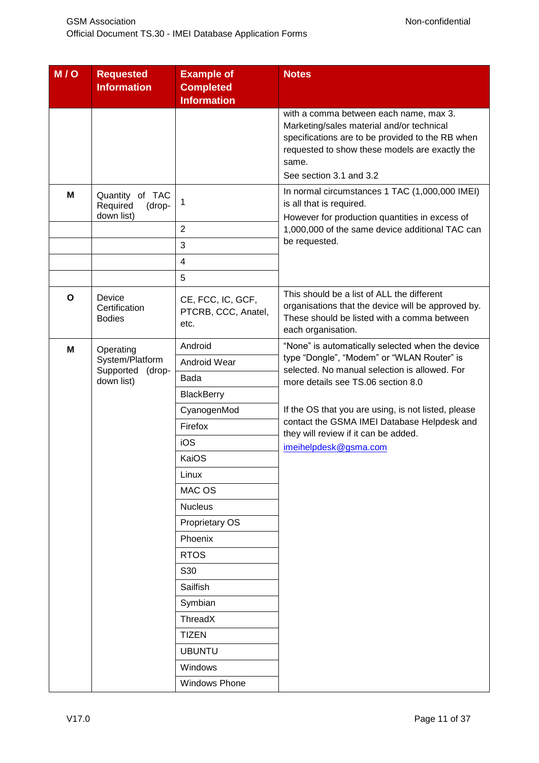| M / O | Requested Information | Example of Completed Information | Notes |
|---|---|---|---|
| | | | with a comma between each name, max 3. Marketing/sales material and/or technical specifications are to be provided to the RB when requested to show these models are exactly the same.<br>See section 3.1 and 3.2 |
| **M** | Quantity of TAC Required (drop-down list) | 1 | In normal circumstances 1 TAC (1,000,000 IMEI) is all that is required.<br>However for production quantities in excess of 1,000,000 of the same device additional TAC can be requested. |
| | | 2 | |
| | | 3 | |
| | | 4 | |
| | | 5 | |
| **O** | Device Certification Bodies | CE, FCC, IC, GCF, PTCRB, CCC, Anatel, etc. | This should be a list of ALL the different organisations that the device will be approved by. These should be listed with a comma between each organisation. |
| **M** | Operating System/Platform Supported (drop-down list) | Android | "None" is automatically selected when the device type "Dongle", "Modem" or "WLAN Router" is selected. No manual selection is allowed. For more details see TS.06 section 8.0<br><br>If the OS that you are using, is not listed, please contact the GSMA IMEI Database Helpdesk and they will review if it can be added.<br>imeihelpdesk@gsma.com |
| | | Android Wear | |
| | | Bada | |
| | | BlackBerry | |
| | | CyanogenMod | |
| | | Firefox | |
| | | iOS | |
| | | KaiOS | |
| | | Linux | |
| | | MAC OS | |
| | | Nucleus | |
| | | Proprietary OS | |
| | | Phoenix | |
| | | RTOS | |
| | | S30 | |
| | | Sailfish | |
| | | Symbian | |
| | | ThreadX | |
| | | TIZEN | |
| | | UBUNTU | |
| | | Windows | |
| | | Windows Phone | |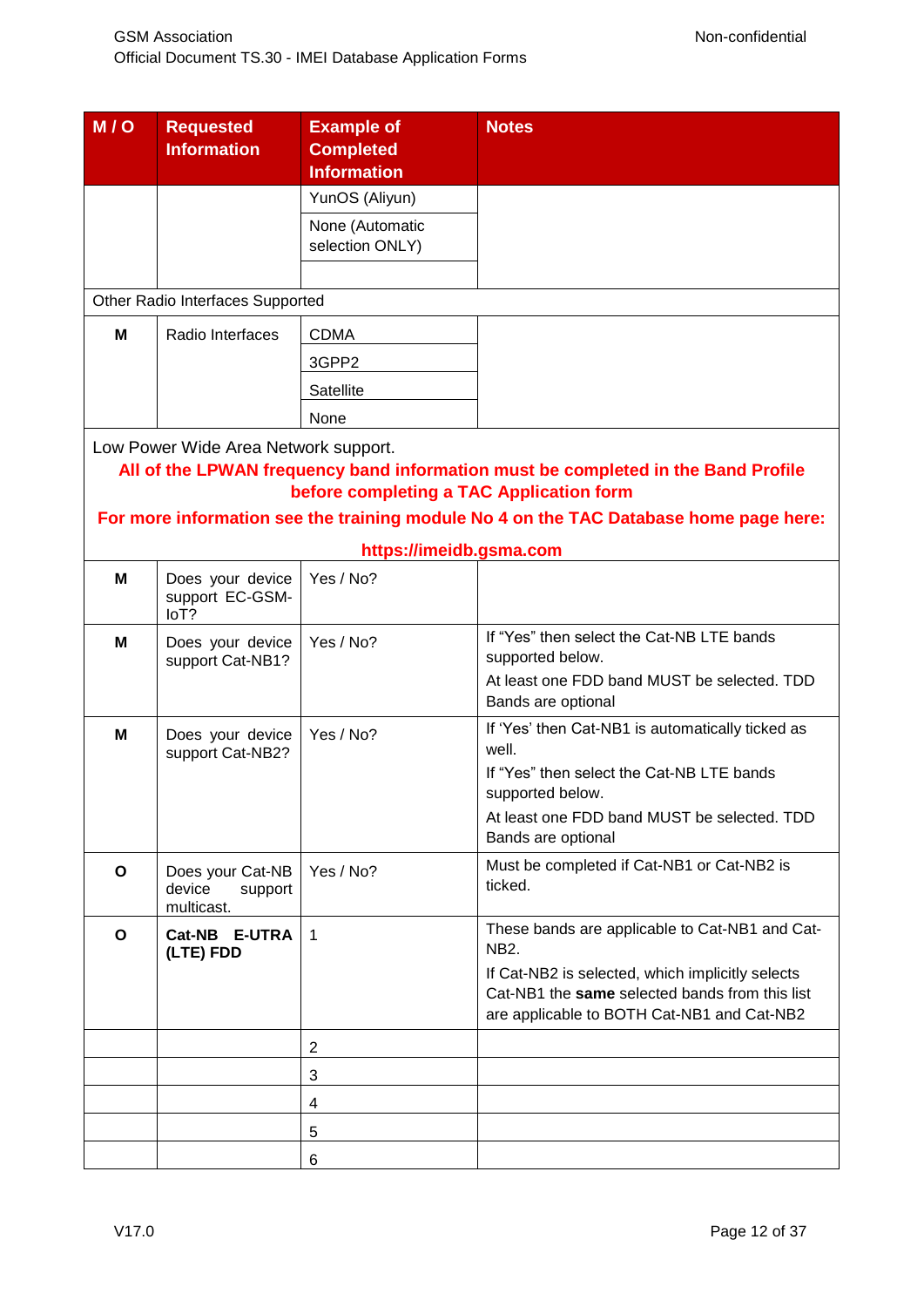| M / O | Requested Information | Example of Completed Information | Notes |
|---|---|---|---|
| | | YunOS (Aliyun) | |
| | | None (Automatic selection ONLY) | |
| | | | |
| Other Radio Interfaces Supported | | | |
| **M** | Radio Interfaces | CDMA | |
| | | 3GPP2 | |
| | | Satellite | |
| | | None | |
| Low Power Wide Area Network support. **All of the LPWAN frequency band information must be completed in the Band Profile before completing a TAC Application form** **For more information see the training module No 4 on the TAC Database home page here: https://imeidb.gsma.com** | | | |
| **M** | Does your device support EC-GSM-IoT? | Yes / No? | |
| **M** | Does your device support Cat-NB1? | Yes / No? | If "Yes" then select the Cat-NB LTE bands supported below. At least one FDD band MUST be selected. TDD Bands are optional |
| **M** | Does your device support Cat-NB2? | Yes / No? | If 'Yes' then Cat-NB1 is automatically ticked as well. If "Yes" then select the Cat-NB LTE bands supported below. At least one FDD band MUST be selected. TDD Bands are optional |
| **O** | Does your Cat-NB device support multicast. | Yes / No? | Must be completed if Cat-NB1 or Cat-NB2 is ticked. |
| **O** | **Cat-NB E-UTRA (LTE) FDD** | 1 | These bands are applicable to Cat-NB1 and Cat-NB2. If Cat-NB2 is selected, which implicitly selects Cat-NB1 the **same** selected bands from this list are applicable to BOTH Cat-NB1 and Cat-NB2 |
| | | 2 | |
| | | 3 | |
| | | 4 | |
| | | 5 | |
| | | 6 | |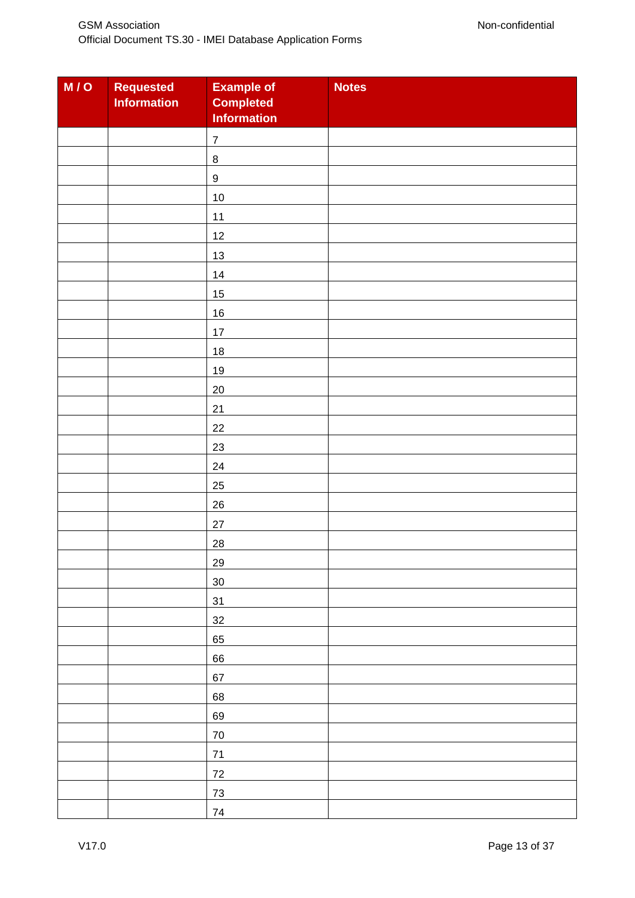| M / O | Requested Information | Example of Completed Information | Notes |
|---|---|---|---|
| | | 7 | |
| | | 8 | |
| | | 9 | |
| | | 10 | |
| | | 11 | |
| | | 12 | |
| | | 13 | |
| | | 14 | |
| | | 15 | |
| | | 16 | |
| | | 17 | |
| | | 18 | |
| | | 19 | |
| | | 20 | |
| | | 21 | |
| | | 22 | |
| | | 23 | |
| | | 24 | |
| | | 25 | |
| | | 26 | |
| | | 27 | |
| | | 28 | |
| | | 29 | |
| | | 30 | |
| | | 31 | |
| | | 32 | |
| | | 65 | |
| | | 66 | |
| | | 67 | |
| | | 68 | |
| | | 69 | |
| | | 70 | |
| | | 71 | |
| | | 72 | |
| | | 73 | |
| | | 74 | |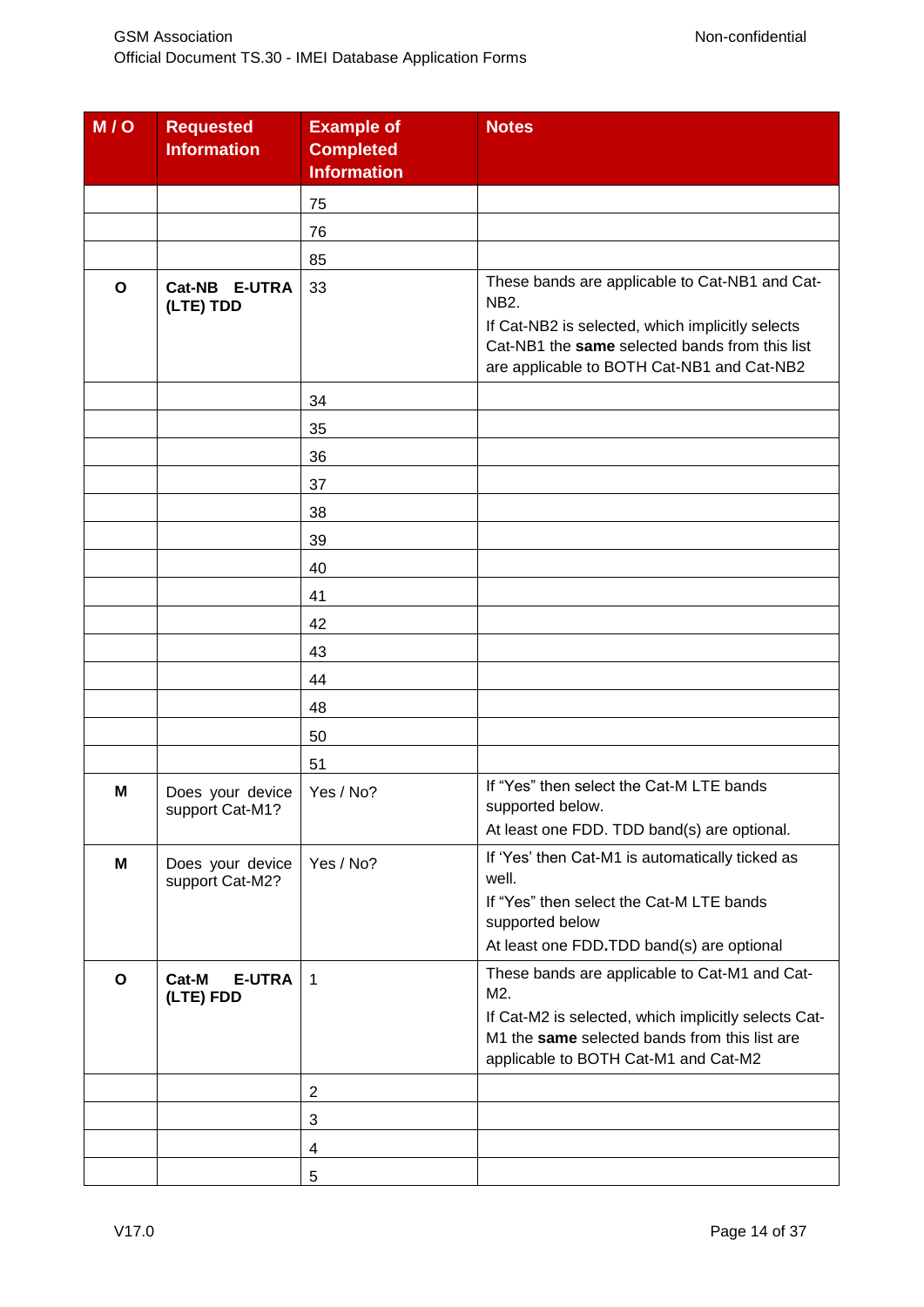| M / O | Requested Information | Example of Completed Information | Notes |
|---|---|---|---|
| | | 75 | |
| | | 76 | |
| | | 85 | |
| O | **Cat-NB E-UTRA (LTE) TDD** | 33 | These bands are applicable to Cat-NB1 and Cat-NB2.<br>If Cat-NB2 is selected, which implicitly selects Cat-NB1 the **same** selected bands from this list are applicable to BOTH Cat-NB1 and Cat-NB2 |
| | | 34 | |
| | | 35 | |
| | | 36 | |
| | | 37 | |
| | | 38 | |
| | | 39 | |
| | | 40 | |
| | | 41 | |
| | | 42 | |
| | | 43 | |
| | | 44 | |
| | | 48 | |
| | | 50 | |
| | | 51 | |
| M | Does your device support Cat-M1? | Yes / No? | If "Yes" then select the Cat-M LTE bands supported below.<br>At least one FDD. TDD band(s) are optional. |
| M | Does your device support Cat-M2? | Yes / No? | If 'Yes' then Cat-M1 is automatically ticked as well.<br>If "Yes" then select the Cat-M LTE bands supported below<br>At least one FDD**.**TDD band(s) are optional |
| O | **Cat-M E-UTRA (LTE) FDD** | 1 | These bands are applicable to Cat-M1 and Cat-M2.<br>If Cat-M2 is selected, which implicitly selects Cat-M1 the **same** selected bands from this list are applicable to BOTH Cat-M1 and Cat-M2 |
| | | 2 | |
| | | 3 | |
| | | 4 | |
| | | 5 | |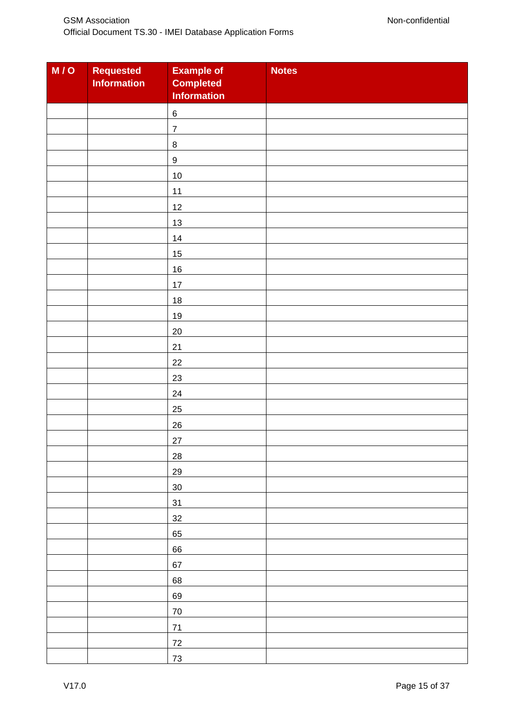| M / O | Requested Information | Example of Completed Information | Notes |
|---|---|---|---|
| | | 6 | |
| | | 7 | |
| | | 8 | |
| | | 9 | |
| | | 10 | |
| | | 11 | |
| | | 12 | |
| | | 13 | |
| | | 14 | |
| | | 15 | |
| | | 16 | |
| | | 17 | |
| | | 18 | |
| | | 19 | |
| | | 20 | |
| | | 21 | |
| | | 22 | |
| | | 23 | |
| | | 24 | |
| | | 25 | |
| | | 26 | |
| | | 27 | |
| | | 28 | |
| | | 29 | |
| | | 30 | |
| | | 31 | |
| | | 32 | |
| | | 65 | |
| | | 66 | |
| | | 67 | |
| | | 68 | |
| | | 69 | |
| | | 70 | |
| | | 71 | |
| | | 72 | |
| | | 73 | |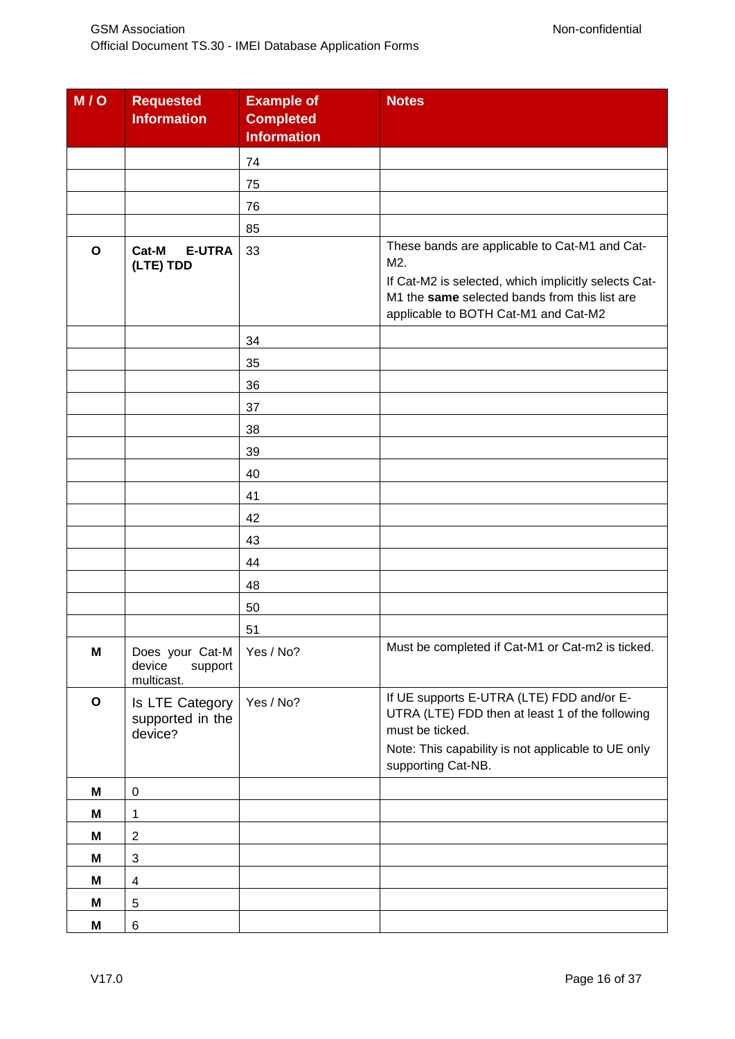| M / O | Requested Information | Example of Completed Information | Notes |
|---|---|---|---|
| | | 74 | |
| | | 75 | |
| | | 76 | |
| | | 85 | |
| **O** | **Cat-M E-UTRA (LTE) TDD** | 33 | These bands are applicable to Cat-M1 and Cat-M2.<br>If Cat-M2 is selected, which implicitly selects Cat-M1 the **same** selected bands from this list are applicable to BOTH Cat-M1 and Cat-M2 |
| | | 34 | |
| | | 35 | |
| | | 36 | |
| | | 37 | |
| | | 38 | |
| | | 39 | |
| | | 40 | |
| | | 41 | |
| | | 42 | |
| | | 43 | |
| | | 44 | |
| | | 48 | |
| | | 50 | |
| | | 51 | |
| **M** | Does your Cat-M device support multicast. | Yes / No? | Must be completed if Cat-M1 or Cat-m2 is ticked. |
| **O** | Is LTE Category supported in the device? | Yes / No? | If UE supports E-UTRA (LTE) FDD and/or E-UTRA (LTE) FDD then at least 1 of the following must be ticked.<br>Note: This capability is not applicable to UE only supporting Cat-NB. |
| **M** | 0 | | |
| **M** | 1 | | |
| **M** | 2 | | |
| **M** | 3 | | |
| **M** | 4 | | |
| **M** | 5 | | |
| **M** | 6 | | |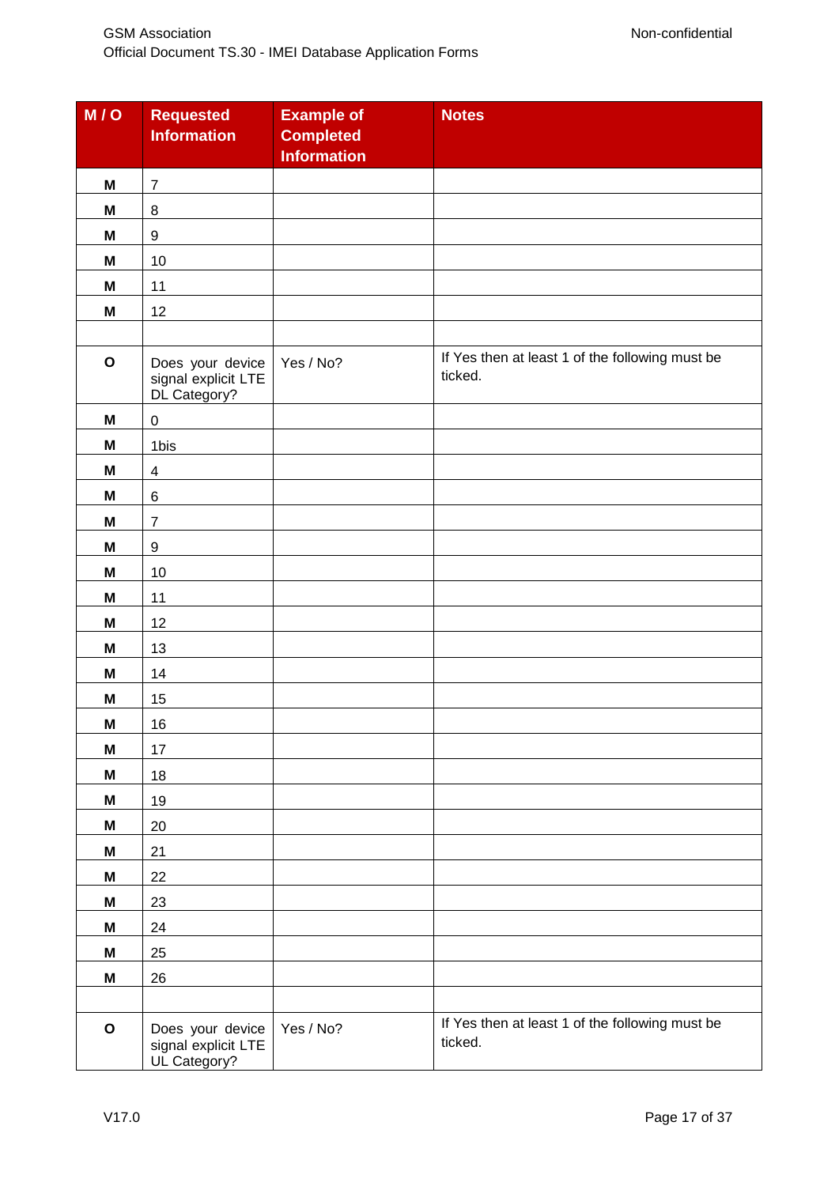| M / O | Requested Information | Example of Completed Information | Notes |
|---|---|---|---|
| M | 7 | | |
| M | 8 | | |
| M | 9 | | |
| M | 10 | | |
| M | 11 | | |
| M | 12 | | |
| | | | |
| O | Does your device signal explicit LTE DL Category? | Yes / No? | If Yes then at least 1 of the following must be ticked. |
| M | 0 | | |
| M | 1bis | | |
| M | 4 | | |
| M | 6 | | |
| M | 7 | | |
| M | 9 | | |
| M | 10 | | |
| M | 11 | | |
| M | 12 | | |
| M | 13 | | |
| M | 14 | | |
| M | 15 | | |
| M | 16 | | |
| M | 17 | | |
| M | 18 | | |
| M | 19 | | |
| M | 20 | | |
| M | 21 | | |
| M | 22 | | |
| M | 23 | | |
| M | 24 | | |
| M | 25 | | |
| M | 26 | | |
| | | | |
| O | Does your device signal explicit LTE UL Category? | Yes / No? | If Yes then at least 1 of the following must be ticked. |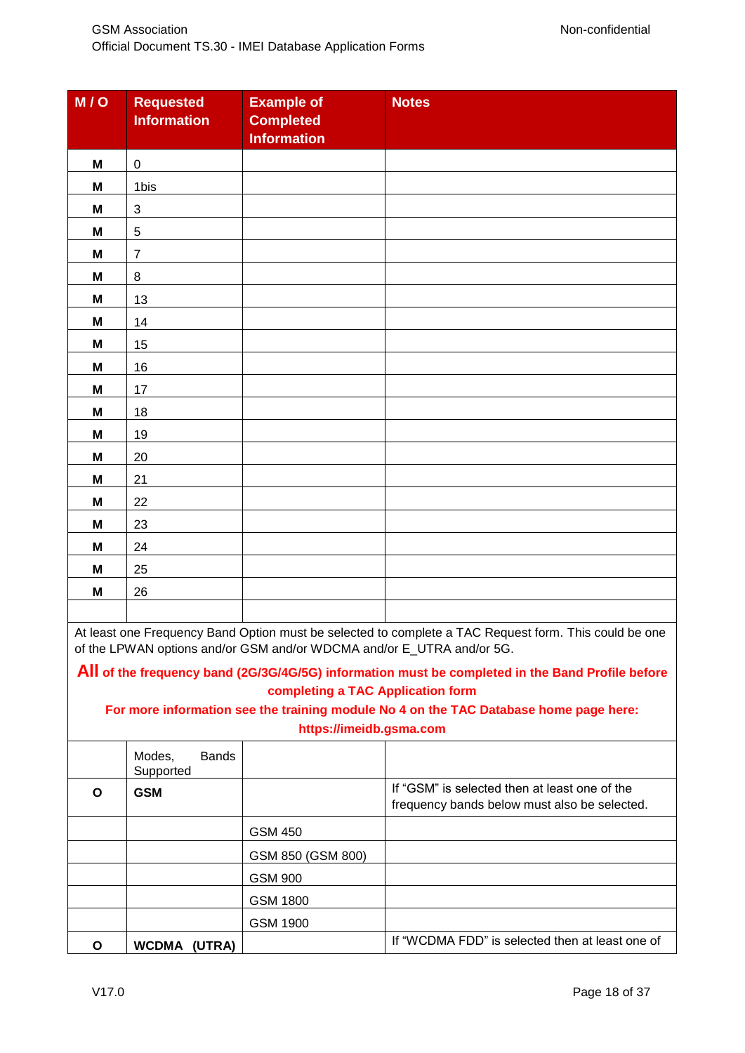| M / O | Requested Information | Example of Completed Information | Notes |
|---|---|---|---|
| **M** | 0 | | |
| **M** | 1bis | | |
| **M** | 3 | | |
| **M** | 5 | | |
| **M** | 7 | | |
| **M** | 8 | | |
| **M** | 13 | | |
| **M** | 14 | | |
| **M** | 15 | | |
| **M** | 16 | | |
| **M** | 17 | | |
| **M** | 18 | | |
| **M** | 19 | | |
| **M** | 20 | | |
| **M** | 21 | | |
| **M** | 22 | | |
| **M** | 23 | | |
| **M** | 24 | | |
| **M** | 25 | | |
| **M** | 26 | | |
| | | | |
| At least one Frequency Band Option must be selected to complete a TAC Request form. This could be one of the LPWAN options and/or GSM and/or WDCMA and/or E_UTRA and/or 5G. **All of the frequency band (2G/3G/4G/5G) information must be completed in the Band Profile before completing a TAC Application form** **For more information see the training module No 4 on the TAC Database home page here: https://imeidb.gsma.com** | | | |
| | Modes, Bands Supported | | |
| **O** | **GSM** | | If "GSM" is selected then at least one of the frequency bands below must also be selected. |
| | | GSM 450 | |
| | | GSM 850 (GSM 800) | |
| | | GSM 900 | |
| | | GSM 1800 | |
| | | GSM 1900 | |
| **O** | **WCDMA (UTRA)** | | If "WCDMA FDD" is selected then at least one of |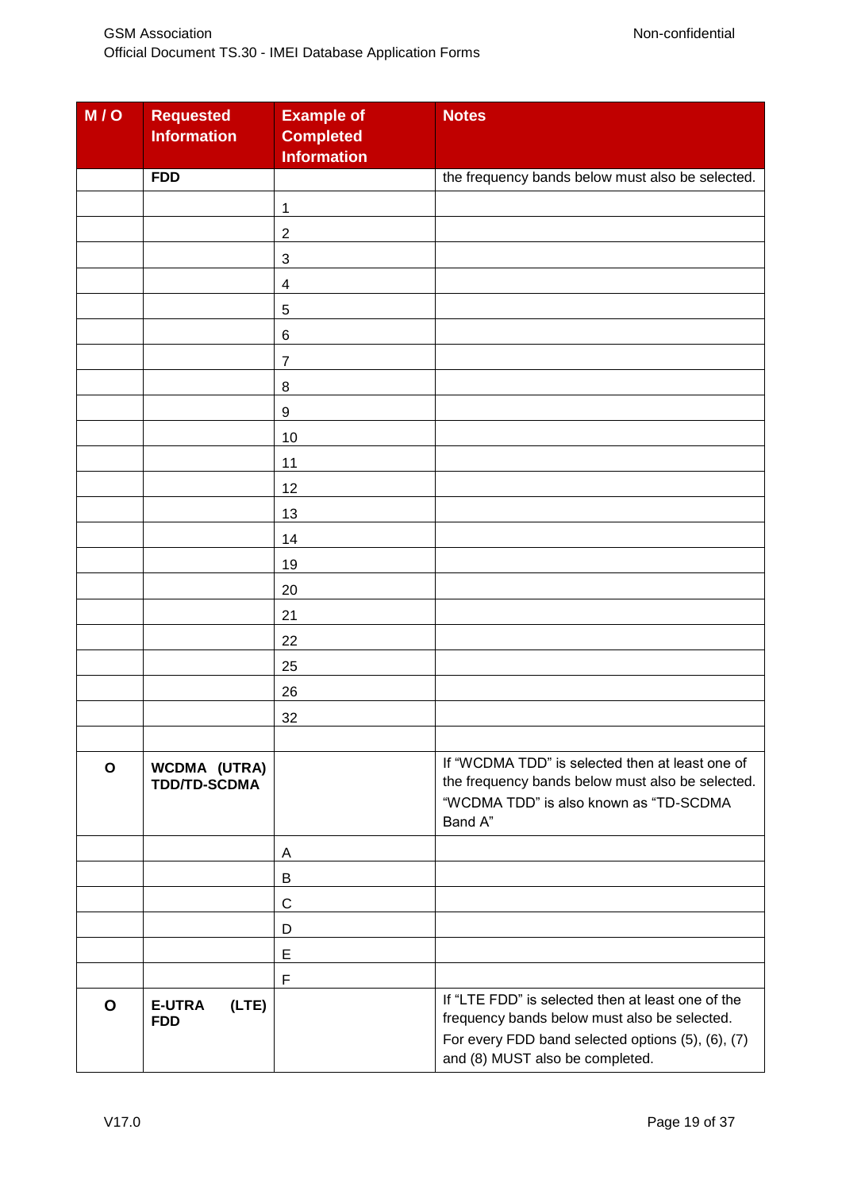| M / O | Requested Information | Example of Completed Information | Notes |
|---|---|---|---|
| | **FDD** | | the frequency bands below must also be selected. |
| | | 1 | |
| | | 2 | |
| | | 3 | |
| | | 4 | |
| | | 5 | |
| | | 6 | |
| | | 7 | |
| | | 8 | |
| | | 9 | |
| | | 10 | |
| | | 11 | |
| | | 12 | |
| | | 13 | |
| | | 14 | |
| | | 19 | |
| | | 20 | |
| | | 21 | |
| | | 22 | |
| | | 25 | |
| | | 26 | |
| | | 32 | |
| | | | |
| **O** | **WCDMA (UTRA) TDD/TD-SCDMA** | | If “WCDMA TDD” is selected then at least one of the frequency bands below must also be selected. “WCDMA TDD” is also known as “TD-SCDMA Band A” |
| | | A | |
| | | B | |
| | | C | |
| | | D | |
| | | E | |
| | | F | |
| **O** | **E-UTRA (LTE) FDD** | | If “LTE FDD” is selected then at least one of the frequency bands below must also be selected. For every FDD band selected options (5), (6), (7) and (8) MUST also be completed. |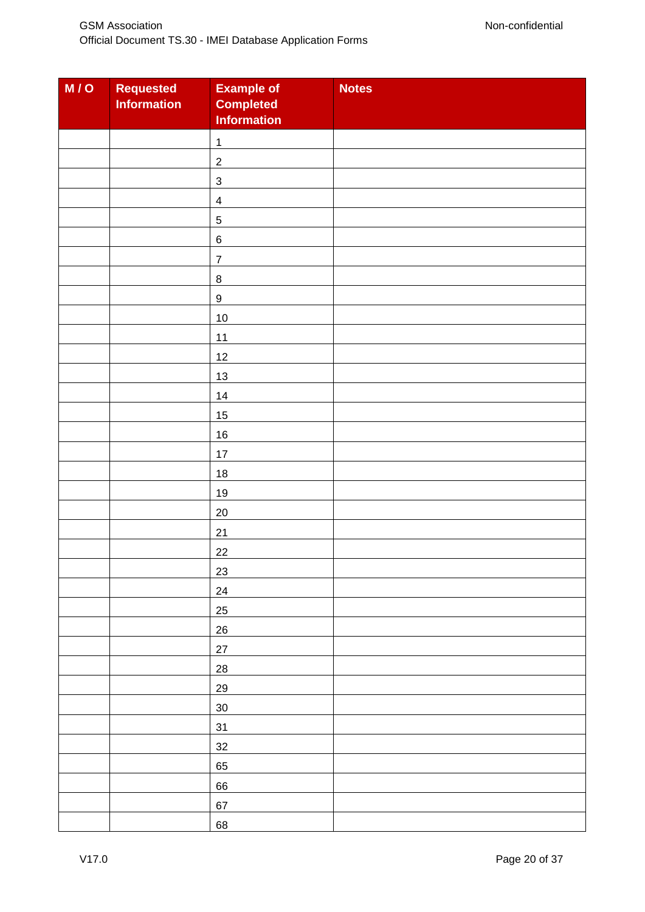| M / O | Requested Information | Example of Completed Information | Notes |
|---|---|---|---|
| | | 1 | |
| | | 2 | |
| | | 3 | |
| | | 4 | |
| | | 5 | |
| | | 6 | |
| | | 7 | |
| | | 8 | |
| | | 9 | |
| | | 10 | |
| | | 11 | |
| | | 12 | |
| | | 13 | |
| | | 14 | |
| | | 15 | |
| | | 16 | |
| | | 17 | |
| | | 18 | |
| | | 19 | |
| | | 20 | |
| | | 21 | |
| | | 22 | |
| | | 23 | |
| | | 24 | |
| | | 25 | |
| | | 26 | |
| | | 27 | |
| | | 28 | |
| | | 29 | |
| | | 30 | |
| | | 31 | |
| | | 32 | |
| | | 65 | |
| | | 66 | |
| | | 67 | |
| | | 68 | |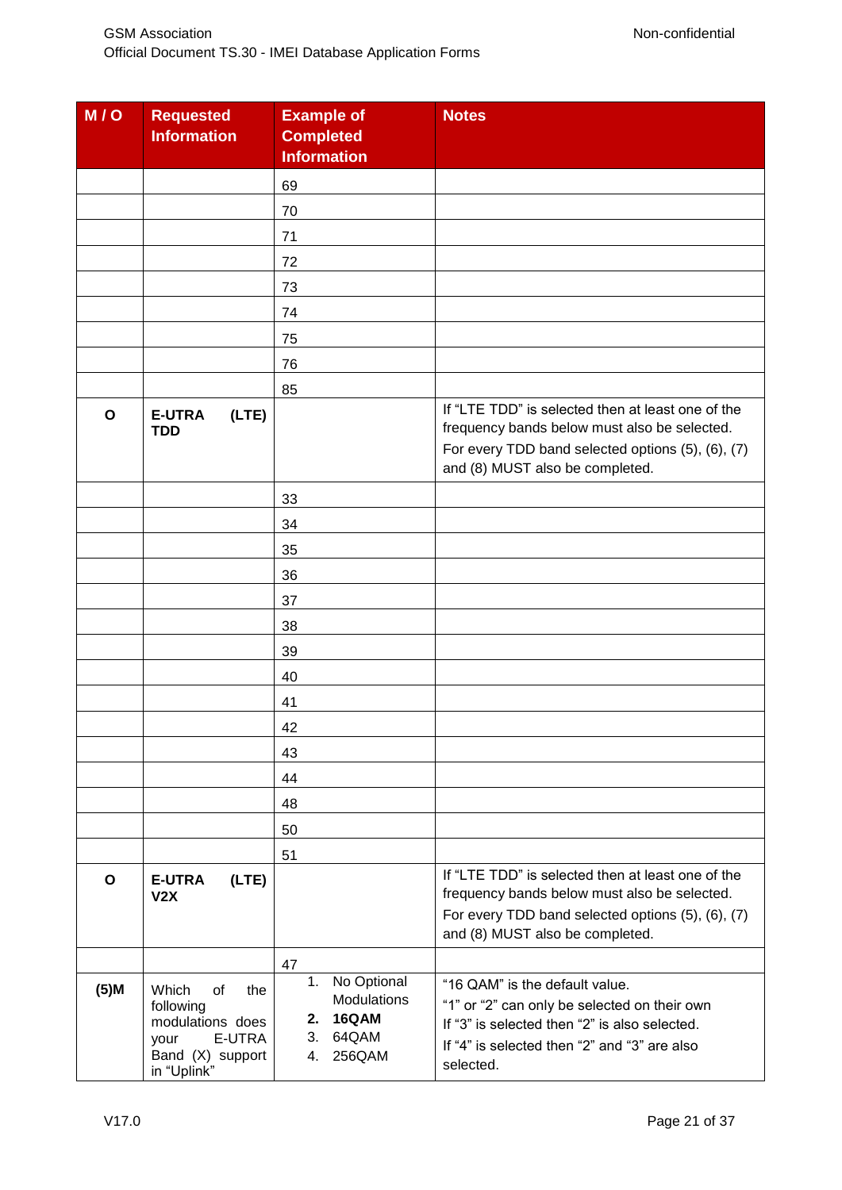| M / O | Requested Information | Example of Completed Information | Notes |
|---|---|---|---|
| | | 69 | |
| | | 70 | |
| | | 71 | |
| | | 72 | |
| | | 73 | |
| | | 74 | |
| | | 75 | |
| | | 76 | |
| | | 85 | |
| **O** | **E-UTRA (LTE) TDD** | | If "LTE TDD" is selected then at least one of the frequency bands below must also be selected.<br>For every TDD band selected options (5), (6), (7) and (8) MUST also be completed. |
| | | 33 | |
| | | 34 | |
| | | 35 | |
| | | 36 | |
| | | 37 | |
| | | 38 | |
| | | 39 | |
| | | 40 | |
| | | 41 | |
| | | 42 | |
| | | 43 | |
| | | 44 | |
| | | 48 | |
| | | 50 | |
| | | 51 | |
| **O** | **E-UTRA (LTE) V2X** | | If "LTE TDD" is selected then at least one of the frequency bands below must also be selected.<br>For every TDD band selected options (5), (6), (7) and (8) MUST also be completed. |
| | | 47 | |
| **(5)M** | Which of the following modulations does your E-UTRA Band (X) support in "Uplink" | 1. No Optional Modulations<br>**2. 16QAM**<br>3. 64QAM<br>4. 256QAM | "16 QAM" is the default value.<br>"1" or "2" can only be selected on their own<br>If "3" is selected then "2" is also selected.<br>If "4" is selected then "2" and "3" are also selected. |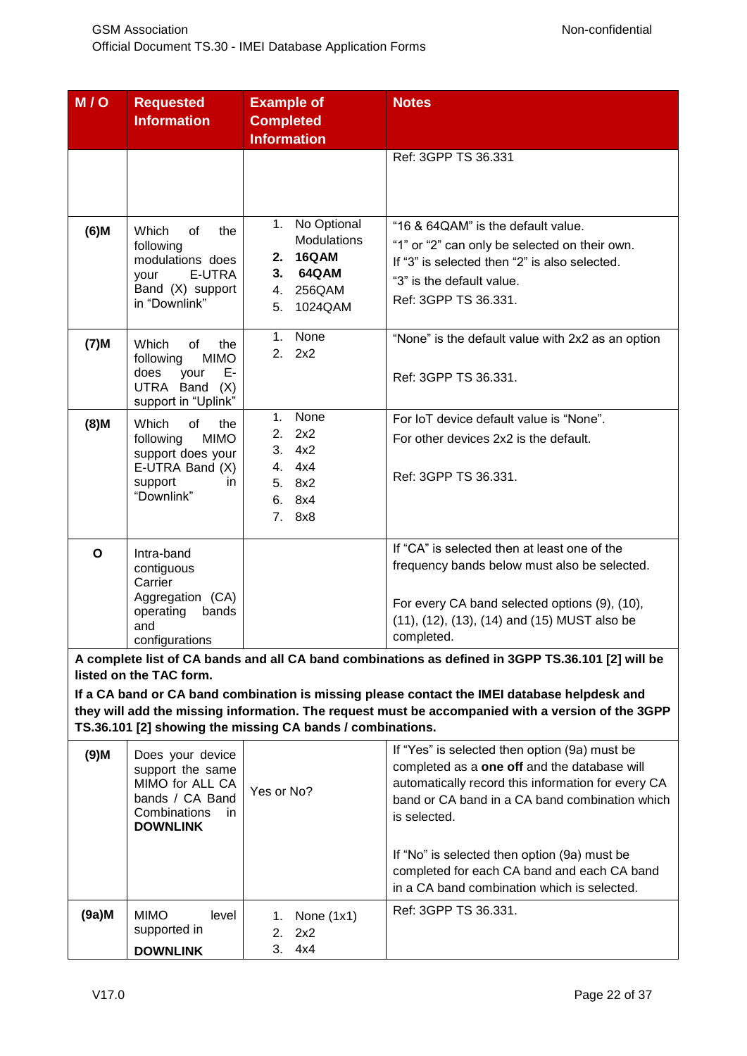| M / O | Requested Information | Example of Completed Information | Notes |
|---|---|---|---|
| | | | Ref: 3GPP TS 36.331 |
| **(6)M** | Which of the following modulations does your E-UTRA Band (X) support in "Downlink" | 1. No Optional Modulations<br>**2. 16QAM**<br>**3. 64QAM**<br>4. 256QAM<br>5. 1024QAM | "16 & 64QAM" is the default value.<br>"1" or "2" can only be selected on their own.<br>If "3" is selected then "2" is also selected.<br>"3" is the default value.<br>Ref: 3GPP TS 36.331. |
| **(7)M** | Which of the following MIMO does your E-UTRA Band (X) support in "Uplink" | 1. None<br>2. 2x2 | "None" is the default value with 2x2 as an option<br><br>Ref: 3GPP TS 36.331. |
| **(8)M** | Which of the following MIMO support does your E-UTRA Band (X) support in "Downlink" | 1. None<br>2. 2x2<br>3. 4x2<br>4. 4x4<br>5. 8x2<br>6. 8x4<br>7. 8x8 | For IoT device default value is "None".<br>For other devices 2x2 is the default.<br><br>Ref: 3GPP TS 36.331. |
| **O** | Intra-band contiguous Carrier Aggregation (CA) operating bands and configurations | | If "CA" is selected then at least one of the frequency bands below must also be selected.<br><br>For every CA band selected options (9), (10), (11), (12), (13), (14) and (15) MUST also be completed. |
| **A complete list of CA bands and all CA band combinations as defined in 3GPP TS.36.101 [2] will be listed on the TAC form.<br>If a CA band or CA band combination is missing please contact the IMEI database helpdesk and they will add the missing information. The request must be accompanied with a version of the 3GPP TS.36.101 [2] showing the missing CA bands / combinations.** | | | |
| **(9)M** | Does your device support the same MIMO for ALL CA bands / CA Band Combinations in **DOWNLINK** | Yes or No? | If "Yes" is selected then option (9a) must be completed as a **one off** and the database will automatically record this information for every CA band or CA band in a CA band combination which is selected.<br><br>If "No" is selected then option (9a) must be completed for each CA band and each CA band in a CA band combination which is selected. |
| **(9a)M** | MIMO level supported in **DOWNLINK** | 1. None (1x1)<br>2. 2x2<br>3. 4x4 | Ref: 3GPP TS 36.331. |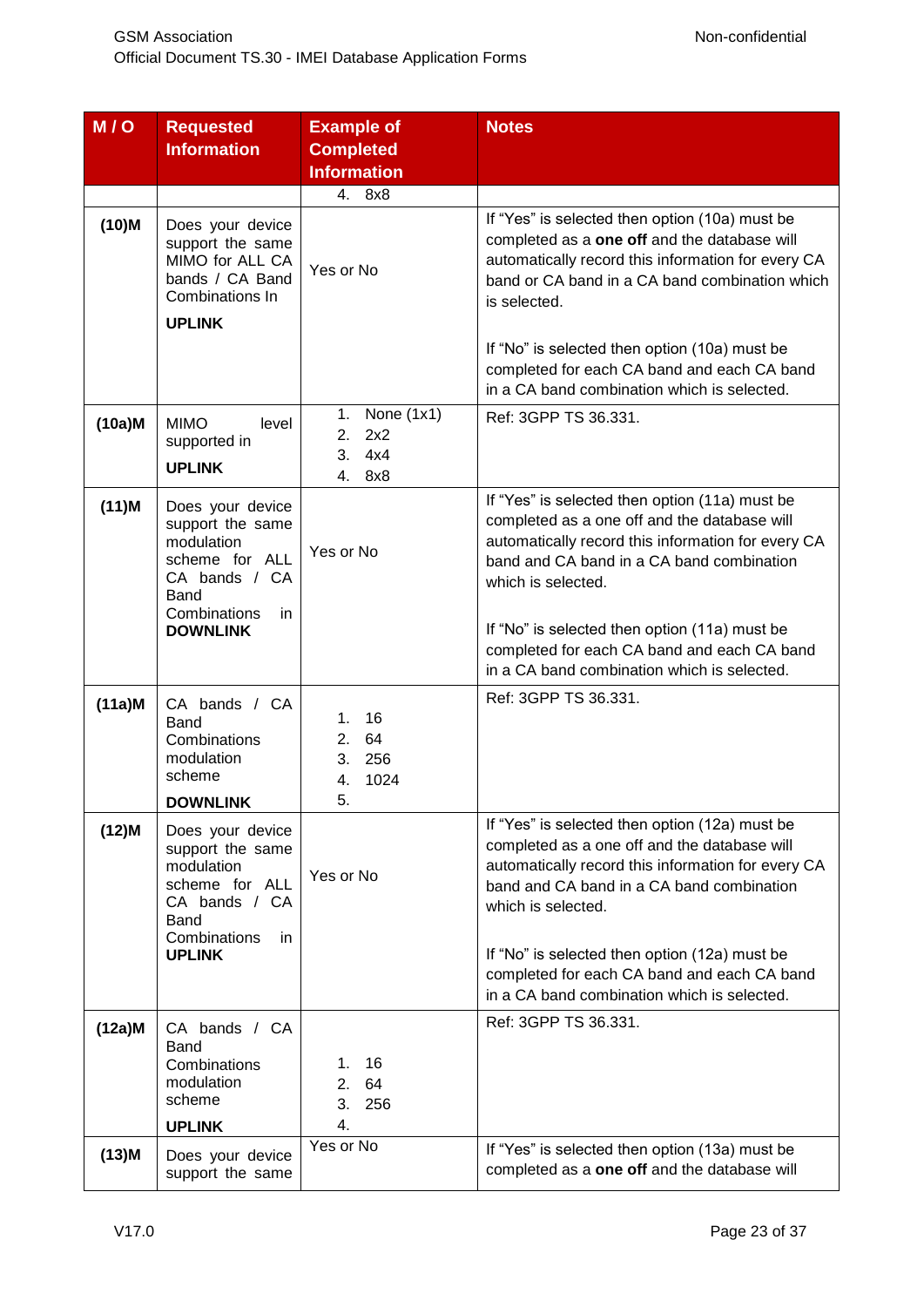| M / O | Requested Information | Example of Completed Information | Notes |
|---|---|---|---|
| | | 4. 8x8 | |
| **(10)M** | Does your device support the same MIMO for ALL CA bands / CA Band Combinations In **UPLINK** | Yes or No | If "Yes" is selected then option (10a) must be completed as a **one off** and the database will automatically record this information for every CA band or CA band in a CA band combination which is selected.<br><br>If "No" is selected then option (10a) must be completed for each CA band and each CA band in a CA band combination which is selected. |
| **(10a)M** | MIMO level supported in **UPLINK** | 1. None (1x1)<br>2. 2x2<br>3. 4x4<br>4. 8x8 | Ref: 3GPP TS 36.331. |
| **(11)M** | Does your device support the same modulation scheme for ALL CA bands / CA Band Combinations in **DOWNLINK** | Yes or No | If "Yes" is selected then option (11a) must be completed as a one off and the database will automatically record this information for every CA band and CA band in a CA band combination which is selected.<br><br>If "No" is selected then option (11a) must be completed for each CA band and each CA band in a CA band combination which is selected. |
| **(11a)M** | CA bands / CA Band Combinations modulation scheme **DOWNLINK** | 1. 16<br>2. 64<br>3. 256<br>4. 1024<br>5. | Ref: 3GPP TS 36.331. |
| **(12)M** | Does your device support the same modulation scheme for ALL CA bands / CA Band Combinations in **UPLINK** | Yes or No | If "Yes" is selected then option (12a) must be completed as a one off and the database will automatically record this information for every CA band and CA band in a CA band combination which is selected.<br><br>If "No" is selected then option (12a) must be completed for each CA band and each CA band in a CA band combination which is selected. |
| **(12a)M** | CA bands / CA Band Combinations modulation scheme **UPLINK** | 1. 16<br>2. 64<br>3. 256<br>4. | Ref: 3GPP TS 36.331. |
| **(13)M** | Does your device support the same | Yes or No | If "Yes" is selected then option (13a) must be completed as a **one off** and the database will |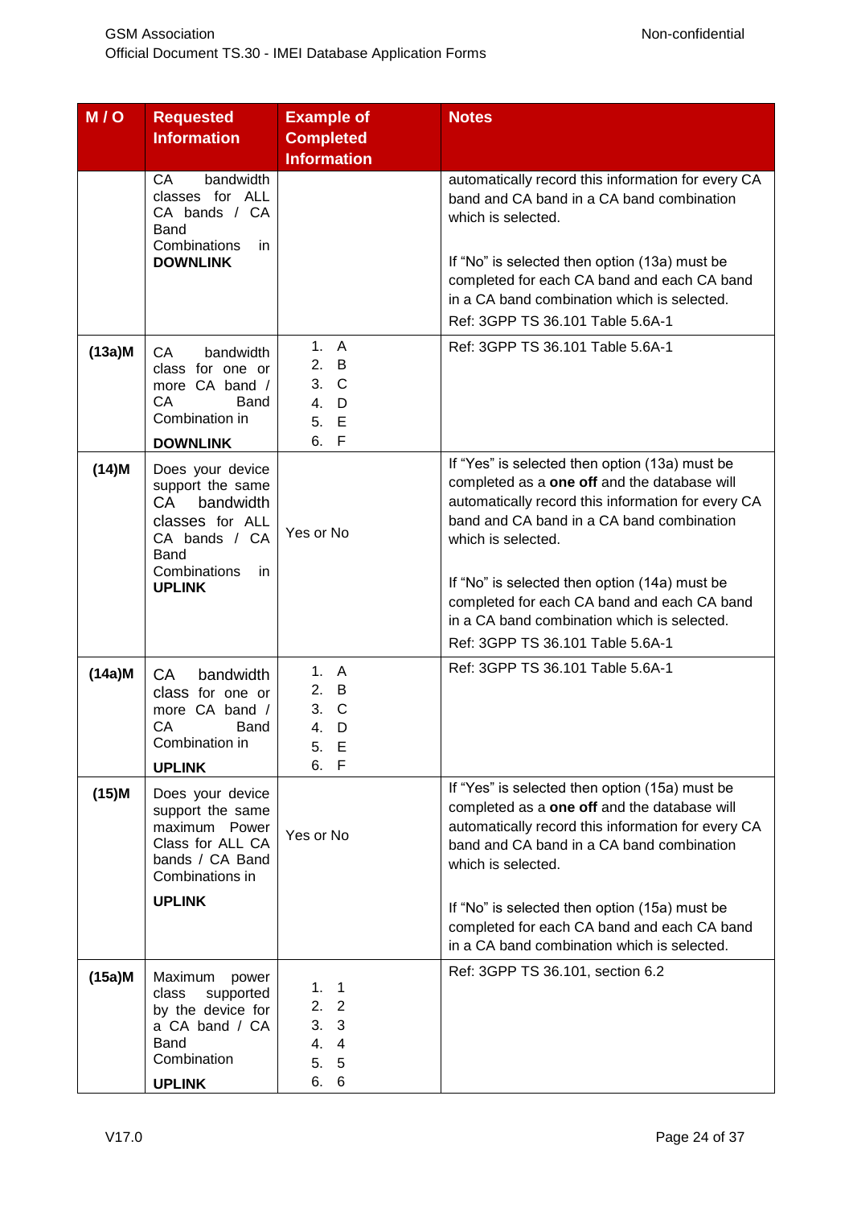| M / O | Requested Information | Example of Completed Information | Notes |
|---|---|---|---|
| | CA bandwidth classes for ALL CA bands / CA Band Combinations in **DOWNLINK** | | automatically record this information for every CA band and CA band in a CA band combination which is selected.<br><br>If "No" is selected then option (13a) must be completed for each CA band and each CA band in a CA band combination which is selected.<br>Ref: 3GPP TS 36.101 Table 5.6A-1 |
| **(13a)M** | CA bandwidth class for one or more CA band / CA Band Combination in **DOWNLINK** | 1. A<br>2. B<br>3. C<br>4. D<br>5. E<br>6. F | Ref: 3GPP TS 36.101 Table 5.6A-1 |
| **(14)M** | Does your device support the same CA bandwidth classes for ALL CA bands / CA Band Combinations in **UPLINK** | Yes or No | If "Yes" is selected then option (13a) must be completed as a **one off** and the database will automatically record this information for every CA band and CA band in a CA band combination which is selected.<br><br>If "No" is selected then option (14a) must be completed for each CA band and each CA band in a CA band combination which is selected.<br>Ref: 3GPP TS 36.101 Table 5.6A-1 |
| **(14a)M** | CA bandwidth class for one or more CA band / CA Band Combination in **UPLINK** | 1. A<br>2. B<br>3. C<br>4. D<br>5. E<br>6. F | Ref: 3GPP TS 36.101 Table 5.6A-1 |
| **(15)M** | Does your device support the same maximum Power Class for ALL CA bands / CA Band Combinations in **UPLINK** | Yes or No | If "Yes" is selected then option (15a) must be completed as a **one off** and the database will automatically record this information for every CA band and CA band in a CA band combination which is selected.<br><br>If "No" is selected then option (15a) must be completed for each CA band and each CA band in a CA band combination which is selected. |
| **(15a)M** | Maximum power class supported by the device for a CA band / CA Band Combination **UPLINK** | 1. 1<br>2. 2<br>3. 3<br>4. 4<br>5. 5<br>6. 6 | Ref: 3GPP TS 36.101, section 6.2 |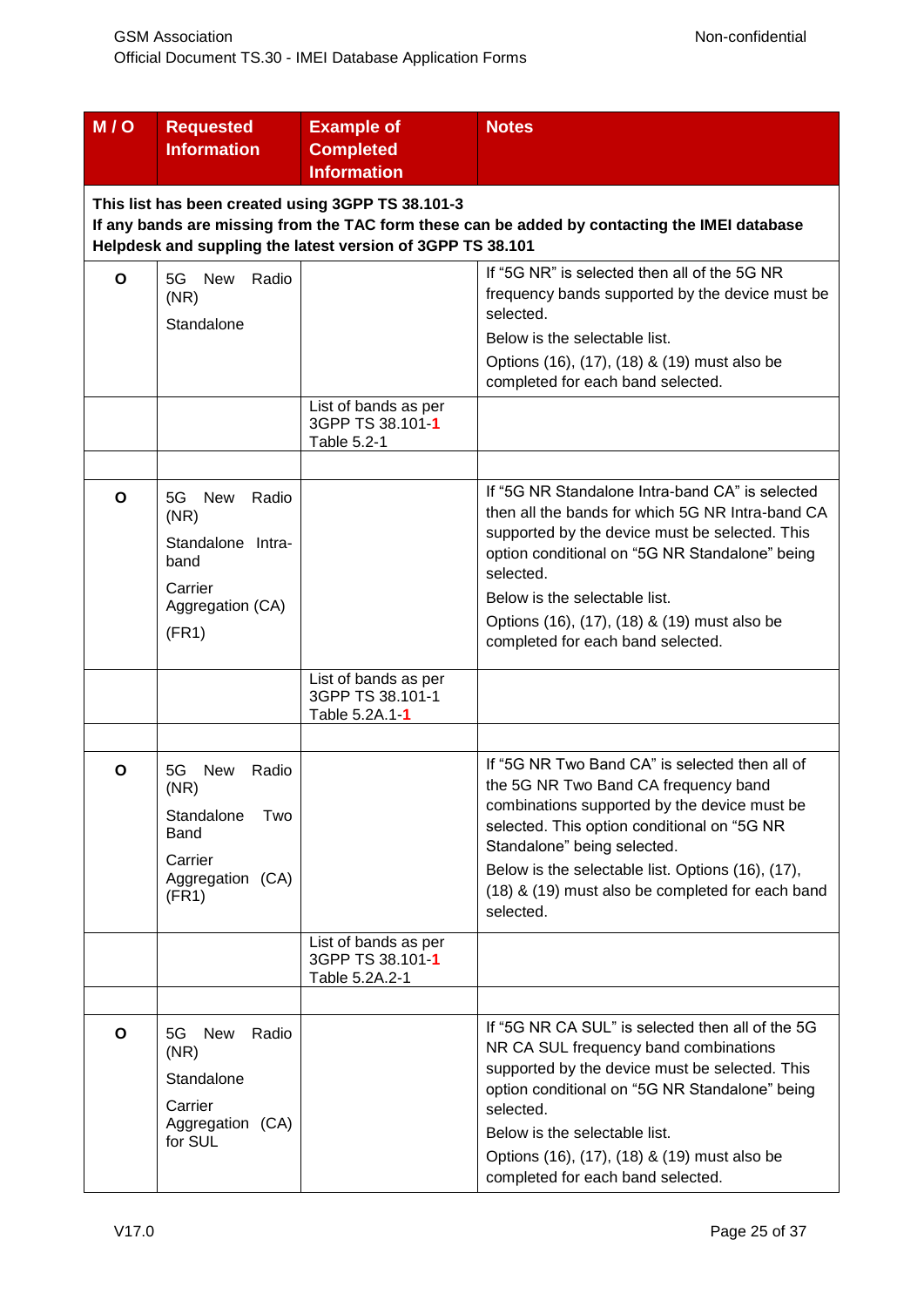| M / O | Requested Information | Example of Completed Information | Notes |
|---|---|---|---|
| **This list has been created using 3GPP TS 38.101-3**<br>**If any bands are missing from the TAC form these can be added by contacting the IMEI database Helpdesk and suppling the latest version of 3GPP TS 38.101** | | | |
| **O** | 5G New Radio (NR)<br>Standalone | | If "5G NR" is selected then all of the 5G NR frequency bands supported by the device must be selected.<br>Below is the selectable list.<br>Options (16), (17), (18) & (19) must also be completed for each band selected. |
| | | List of bands as per 3GPP TS 38.101-1 Table 5.2-1 | |
| | | | |
| **O** | 5G New Radio (NR)<br>Standalone Intra-band<br>Carrier Aggregation (CA)<br>(FR1) | | If "5G NR Standalone Intra-band CA" is selected then all the bands for which 5G NR Intra-band CA supported by the device must be selected. This option conditional on "5G NR Standalone" being selected.<br>Below is the selectable list.<br>Options (16), (17), (18) & (19) must also be completed for each band selected. |
| | | List of bands as per 3GPP TS 38.101-1 Table 5.2A.1-1 | |
| | | | |
| **O** | 5G New Radio (NR)<br>Standalone Two Band<br>Carrier Aggregation (CA) (FR1) | | If "5G NR Two Band CA" is selected then all of the 5G NR Two Band CA frequency band combinations supported by the device must be selected. This option conditional on "5G NR Standalone" being selected.<br>Below is the selectable list. Options (16), (17), (18) & (19) must also be completed for each band selected. |
| | | List of bands as per 3GPP TS 38.101-1 Table 5.2A.2-1 | |
| | | | |
| **O** | 5G New Radio (NR)<br>Standalone<br>Carrier Aggregation (CA) for SUL | | If "5G NR CA SUL" is selected then all of the 5G NR CA SUL frequency band combinations supported by the device must be selected. This option conditional on "5G NR Standalone" being selected.<br>Below is the selectable list.<br>Options (16), (17), (18) & (19) must also be completed for each band selected. |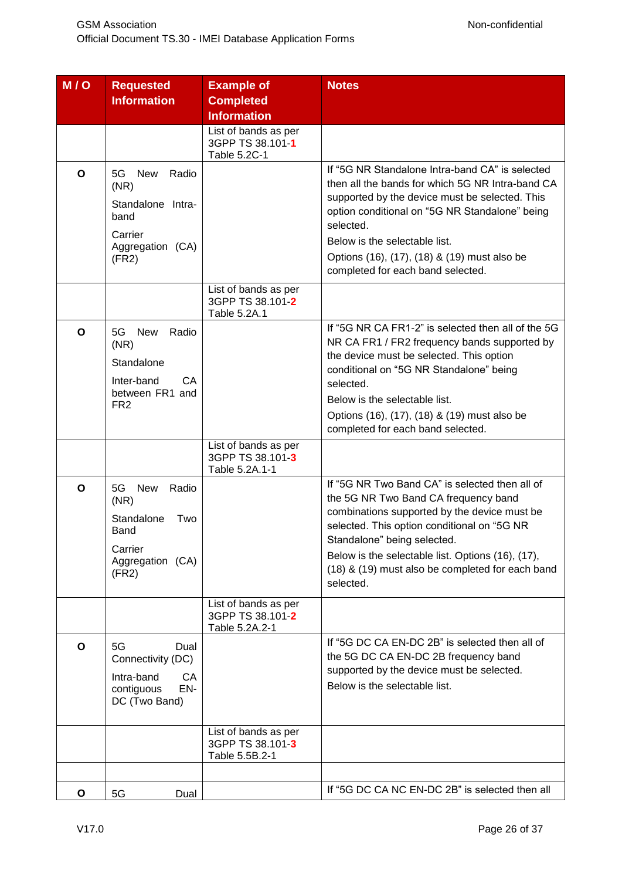| M / O | Requested Information | Example of Completed Information | Notes |
|---|---|---|---|
| | | List of bands as per 3GPP TS 38.101-1 Table 5.2C-1 | |
| O | 5G New Radio (NR) Standalone Intra-band Carrier Aggregation (CA) (FR2) | | If "5G NR Standalone Intra-band CA" is selected then all the bands for which 5G NR Intra-band CA supported by the device must be selected. This option conditional on "5G NR Standalone" being selected. Below is the selectable list. Options (16), (17), (18) & (19) must also be completed for each band selected. |
| | | List of bands as per 3GPP TS 38.101-2 Table 5.2A.1 | |
| O | 5G New Radio (NR) Standalone Inter-band CA between FR1 and FR2 | | If "5G NR CA FR1-2" is selected then all of the 5G NR CA FR1 / FR2 frequency bands supported by the device must be selected. This option conditional on "5G NR Standalone" being selected. Below is the selectable list. Options (16), (17), (18) & (19) must also be completed for each band selected. |
| | | List of bands as per 3GPP TS 38.101-3 Table 5.2A.1-1 | |
| O | 5G New Radio (NR) Standalone Two Band Carrier Aggregation (CA) (FR2) | | If "5G NR Two Band CA" is selected then all of the 5G NR Two Band CA frequency band combinations supported by the device must be selected. This option conditional on "5G NR Standalone" being selected. Below is the selectable list. Options (16), (17), (18) & (19) must also be completed for each band selected. |
| | | List of bands as per 3GPP TS 38.101-2 Table 5.2A.2-1 | |
| O | 5G Dual Connectivity (DC) Intra-band CA contiguous EN-DC (Two Band) | | If "5G DC CA EN-DC 2B" is selected then all of the 5G DC CA EN-DC 2B frequency band supported by the device must be selected. Below is the selectable list. |
| | | List of bands as per 3GPP TS 38.101-3 Table 5.5B.2-1 | |
| | | | |
| O | 5G Dual | | If "5G DC CA NC EN-DC 2B" is selected then all |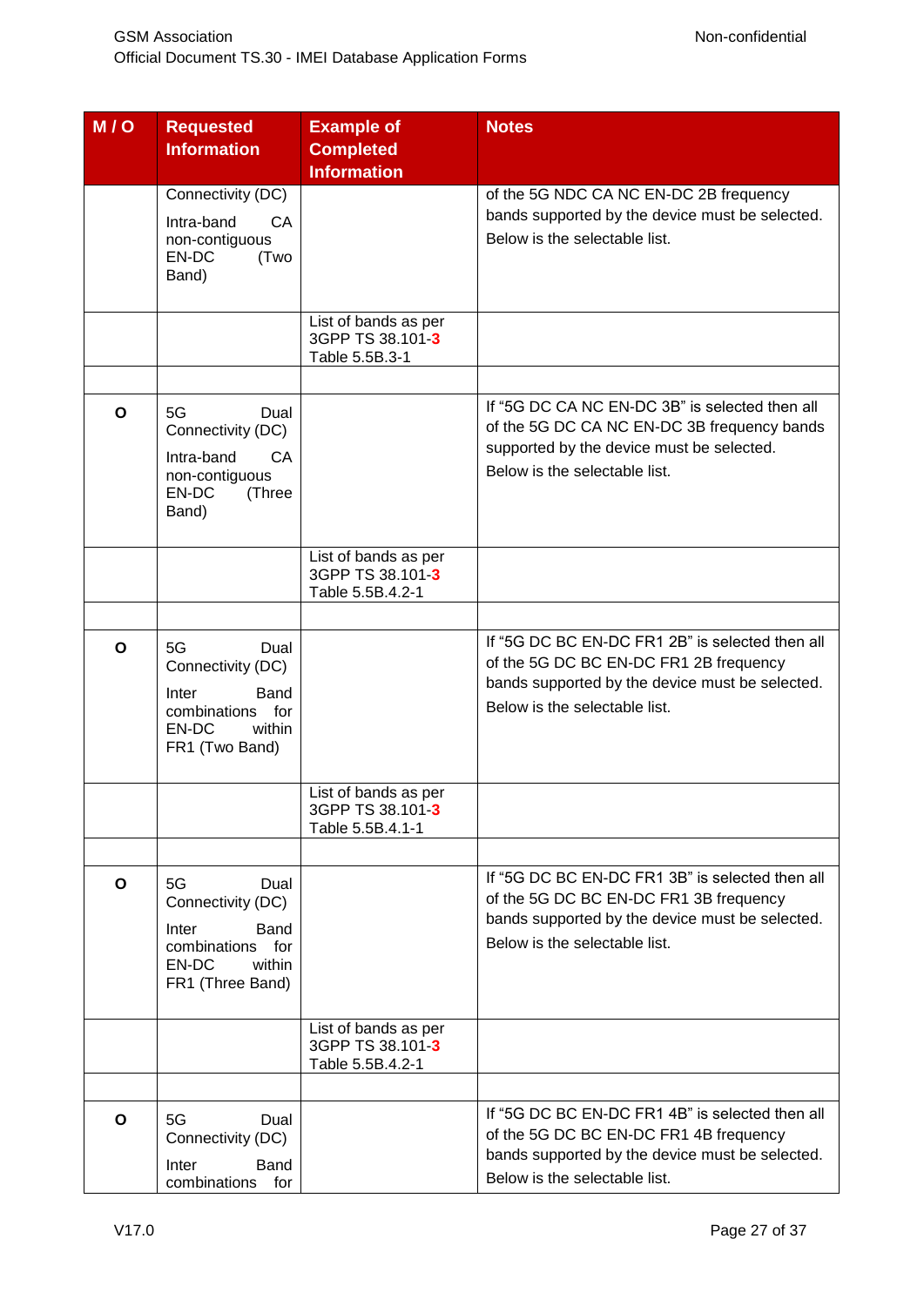| M / O | Requested Information | Example of Completed Information | Notes |
|---|---|---|---|
| | Connectivity (DC) Intra-band CA non-contiguous EN-DC (Two Band) | | of the 5G NDC CA NC EN-DC 2B frequency bands supported by the device must be selected. Below is the selectable list. |
| | | List of bands as per 3GPP TS 38.101-3 Table 5.5B.3-1 | |
| | | | |
| O | 5G Dual Connectivity (DC) Intra-band CA non-contiguous EN-DC (Three Band) | | If "5G DC CA NC EN-DC 3B" is selected then all of the 5G DC CA NC EN-DC 3B frequency bands supported by the device must be selected. Below is the selectable list. |
| | | List of bands as per 3GPP TS 38.101-3 Table 5.5B.4.2-1 | |
| | | | |
| O | 5G Dual Connectivity (DC) Inter Band combinations for EN-DC within FR1 (Two Band) | | If "5G DC BC EN-DC FR1 2B" is selected then all of the 5G DC BC EN-DC FR1 2B frequency bands supported by the device must be selected. Below is the selectable list. |
| | | List of bands as per 3GPP TS 38.101-3 Table 5.5B.4.1-1 | |
| | | | |
| O | 5G Dual Connectivity (DC) Inter Band combinations for EN-DC within FR1 (Three Band) | | If "5G DC BC EN-DC FR1 3B" is selected then all of the 5G DC BC EN-DC FR1 3B frequency bands supported by the device must be selected. Below is the selectable list. |
| | | List of bands as per 3GPP TS 38.101-3 Table 5.5B.4.2-1 | |
| | | | |
| O | 5G Dual Connectivity (DC) Inter Band combinations for | | If "5G DC BC EN-DC FR1 4B" is selected then all of the 5G DC BC EN-DC FR1 4B frequency bands supported by the device must be selected. Below is the selectable list. |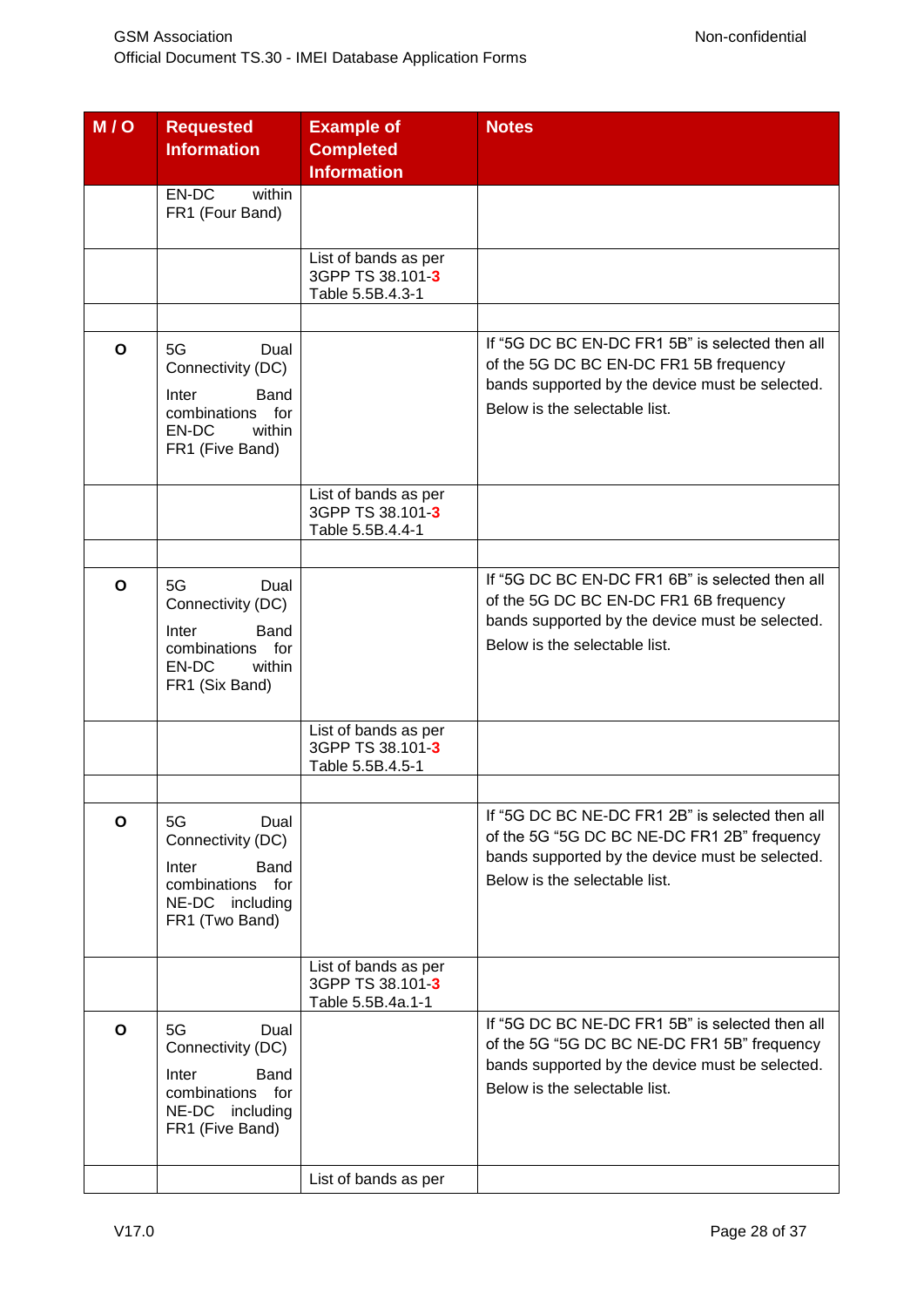| M / O | Requested Information | Example of Completed Information | Notes |
|---|---|---|---|
| | EN-DC within FR1 (Four Band) | | |
| | | List of bands as per 3GPP TS 38.101-3 Table 5.5B.4.3-1 | |
| | | | |
| O | 5G Dual Connectivity (DC)<br><br>Inter Band combinations for EN-DC within FR1 (Five Band) | | If "5G DC BC EN-DC FR1 5B" is selected then all of the 5G DC BC EN-DC FR1 5B frequency bands supported by the device must be selected.<br><br>Below is the selectable list. |
| | | List of bands as per 3GPP TS 38.101-3 Table 5.5B.4.4-1 | |
| | | | |
| O | 5G Dual Connectivity (DC)<br><br>Inter Band combinations for EN-DC within FR1 (Six Band) | | If "5G DC BC EN-DC FR1 6B" is selected then all of the 5G DC BC EN-DC FR1 6B frequency bands supported by the device must be selected.<br><br>Below is the selectable list. |
| | | List of bands as per 3GPP TS 38.101-3 Table 5.5B.4.5-1 | |
| | | | |
| O | 5G Dual Connectivity (DC)<br><br>Inter Band combinations for NE-DC including FR1 (Two Band) | | If "5G DC BC NE-DC FR1 2B" is selected then all of the 5G "5G DC BC NE-DC FR1 2B" frequency bands supported by the device must be selected.<br><br>Below is the selectable list. |
| | | List of bands as per 3GPP TS 38.101-3 Table 5.5B.4a.1-1 | |
| O | 5G Dual Connectivity (DC)<br><br>Inter Band combinations for NE-DC including FR1 (Five Band) | | If "5G DC BC NE-DC FR1 5B" is selected then all of the 5G "5G DC BC NE-DC FR1 5B" frequency bands supported by the device must be selected.<br><br>Below is the selectable list. |
| | | List of bands as per | |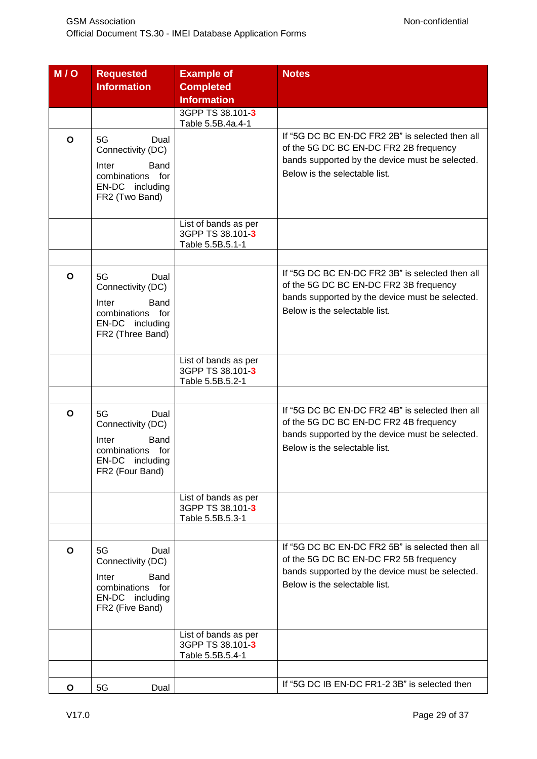| M / O | Requested Information | Example of Completed Information | Notes |
|---|---|---|---|
| | | 3GPP TS 38.101-3 Table 5.5B.4a.4-1 | |
| O | 5G Dual Connectivity (DC) Inter Band combinations for EN-DC including FR2 (Two Band) | | If "5G DC BC EN-DC FR2 2B" is selected then all of the 5G DC BC EN-DC FR2 2B frequency bands supported by the device must be selected. Below is the selectable list. |
| | | List of bands as per 3GPP TS 38.101-3 Table 5.5B.5.1-1 | |
| | | | |
| O | 5G Dual Connectivity (DC) Inter Band combinations for EN-DC including FR2 (Three Band) | | If "5G DC BC EN-DC FR2 3B" is selected then all of the 5G DC BC EN-DC FR2 3B frequency bands supported by the device must be selected. Below is the selectable list. |
| | | List of bands as per 3GPP TS 38.101-3 Table 5.5B.5.2-1 | |
| | | | |
| O | 5G Dual Connectivity (DC) Inter Band combinations for EN-DC including FR2 (Four Band) | | If "5G DC BC EN-DC FR2 4B" is selected then all of the 5G DC BC EN-DC FR2 4B frequency bands supported by the device must be selected. Below is the selectable list. |
| | | List of bands as per 3GPP TS 38.101-3 Table 5.5B.5.3-1 | |
| | | | |
| O | 5G Dual Connectivity (DC) Inter Band combinations for EN-DC including FR2 (Five Band) | | If "5G DC BC EN-DC FR2 5B" is selected then all of the 5G DC BC EN-DC FR2 5B frequency bands supported by the device must be selected. Below is the selectable list. |
| | | List of bands as per 3GPP TS 38.101-3 Table 5.5B.5.4-1 | |
| | | | |
| O | 5G Dual | | If "5G DC IB EN-DC FR1-2 3B" is selected then |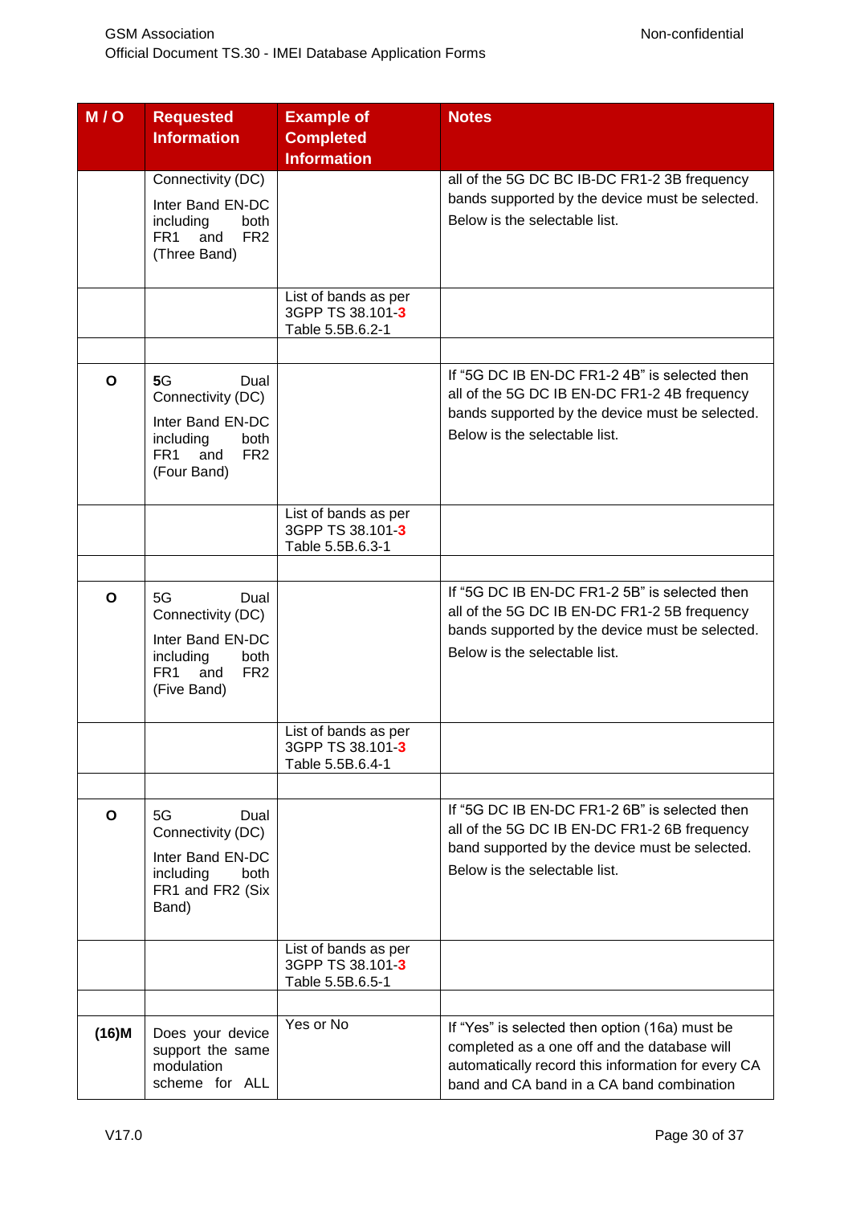| M / O | Requested Information | Example of Completed Information | Notes |
|---|---|---|---|
| | Connectivity (DC) Inter Band EN-DC including both FR1 and FR2 (Three Band) | | all of the 5G DC BC IB-DC FR1-2 3B frequency bands supported by the device must be selected. Below is the selectable list. |
| | | List of bands as per 3GPP TS 38.101-3 Table 5.5B.6.2-1 | |
| | | | |
| O | 5G Dual Connectivity (DC) Inter Band EN-DC including both FR1 and FR2 (Four Band) | | If "5G DC IB EN-DC FR1-2 4B" is selected then all of the 5G DC IB EN-DC FR1-2 4B frequency bands supported by the device must be selected. Below is the selectable list. |
| | | List of bands as per 3GPP TS 38.101-3 Table 5.5B.6.3-1 | |
| | | | |
| O | 5G Dual Connectivity (DC) Inter Band EN-DC including both FR1 and FR2 (Five Band) | | If "5G DC IB EN-DC FR1-2 5B" is selected then all of the 5G DC IB EN-DC FR1-2 5B frequency bands supported by the device must be selected. Below is the selectable list. |
| | | List of bands as per 3GPP TS 38.101-3 Table 5.5B.6.4-1 | |
| | | | |
| O | 5G Dual Connectivity (DC) Inter Band EN-DC including both FR1 and FR2 (Six Band) | | If "5G DC IB EN-DC FR1-2 6B" is selected then all of the 5G DC IB EN-DC FR1-2 6B frequency band supported by the device must be selected. Below is the selectable list. |
| | | List of bands as per 3GPP TS 38.101-3 Table 5.5B.6.5-1 | |
| | | | |
| (16)M | Does your device support the same modulation scheme for ALL | Yes or No | If "Yes" is selected then option (16a) must be completed as a one off and the database will automatically record this information for every CA band and CA band in a CA band combination |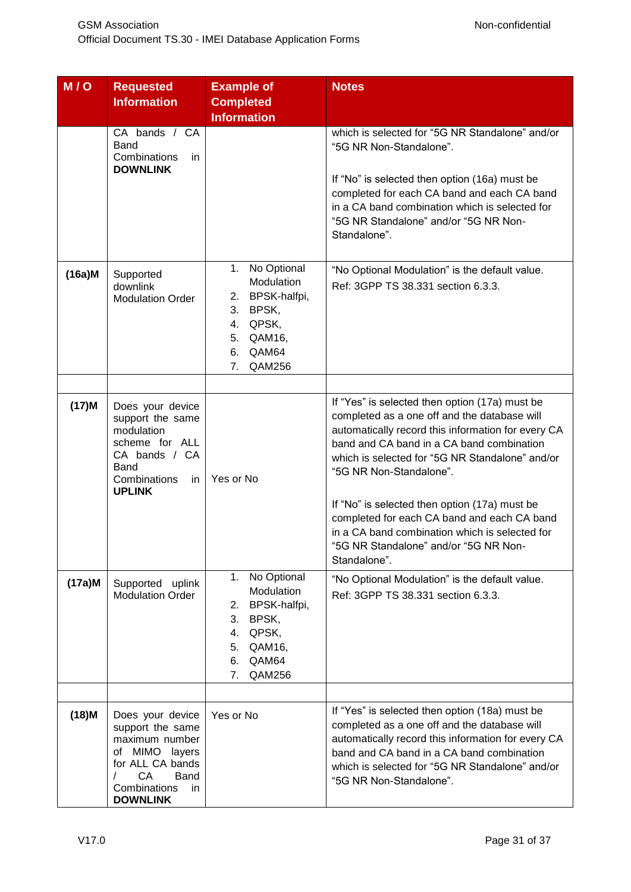| M / O | Requested Information | Example of Completed Information | Notes |
|---|---|---|---|
| | CA bands / CA Band Combinations in **DOWNLINK** | | which is selected for "5G NR Standalone" and/or "5G NR Non-Standalone".<br><br>If "No" is selected then option (16a) must be completed for each CA band and each CA band in a CA band combination which is selected for "5G NR Standalone" and/or "5G NR Non-Standalone". |
| (16a)M | Supported downlink Modulation Order | 1. No Optional Modulation<br>2. BPSK-halfpi,<br>3. BPSK,<br>4. QPSK,<br>5. QAM16,<br>6. QAM64<br>7. QAM256 | "No Optional Modulation" is the default value.<br>Ref: 3GPP TS 38.331 section 6.3.3. |
| | | | |
| (17)M | Does your device support the same modulation scheme for ALL CA bands / CA Band Combinations in **UPLINK** | Yes or No | If "Yes" is selected then option (17a) must be completed as a one off and the database will automatically record this information for every CA band and CA band in a CA band combination which is selected for "5G NR Standalone" and/or "5G NR Non-Standalone".<br><br>If "No" is selected then option (17a) must be completed for each CA band and each CA band in a CA band combination which is selected for "5G NR Standalone" and/or "5G NR Non-Standalone". |
| (17a)M | Supported uplink Modulation Order | 1. No Optional Modulation<br>2. BPSK-halfpi,<br>3. BPSK,<br>4. QPSK,<br>5. QAM16,<br>6. QAM64<br>7. QAM256 | "No Optional Modulation" is the default value.<br>Ref: 3GPP TS 38.331 section 6.3.3. |
| | | | |
| (18)M | Does your device support the same maximum number of MIMO layers for ALL CA bands / CA Band Combinations in **DOWNLINK** | Yes or No | If "Yes" is selected then option (18a) must be completed as a one off and the database will automatically record this information for every CA band and CA band in a CA band combination which is selected for "5G NR Standalone" and/or "5G NR Non-Standalone". |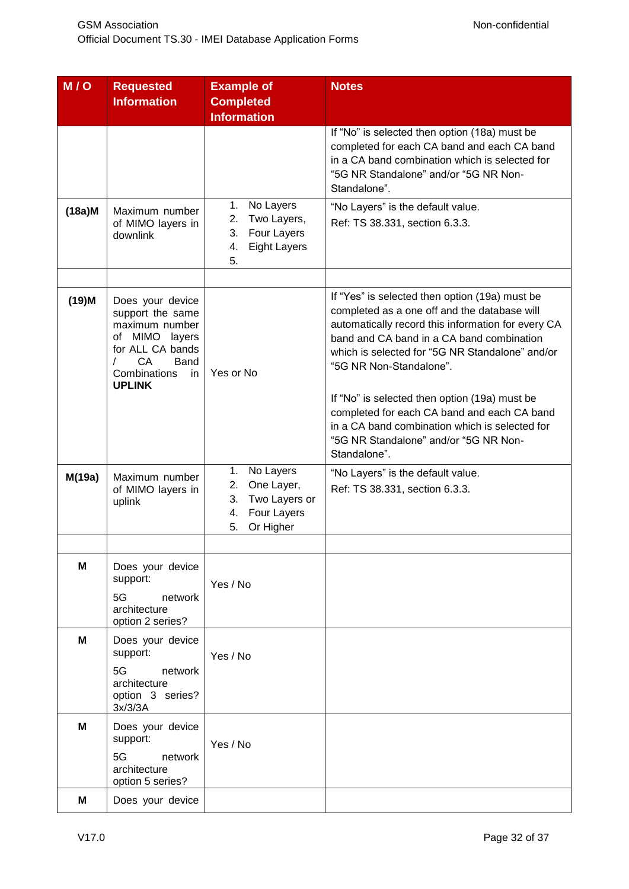| M / O | Requested Information | Example of Completed Information | Notes |
|---|---|---|---|
| | | | If "No" is selected then option (18a) must be completed for each CA band and each CA band in a CA band combination which is selected for "5G NR Standalone" and/or "5G NR Non-Standalone". |
| **(18a)M** | Maximum number of MIMO layers in downlink | 1. No Layers<br>2. Two Layers,<br>3. Four Layers<br>4. Eight Layers<br>5. | "No Layers" is the default value.<br>Ref: TS 38.331, section 6.3.3. |
| | | | |
| **(19)M** | Does your device support the same maximum number of MIMO layers for ALL CA bands / CA Band Combinations in **UPLINK** | Yes or No | If "Yes" is selected then option (19a) must be completed as a one off and the database will automatically record this information for every CA band and CA band in a CA band combination which is selected for "5G NR Standalone" and/or "5G NR Non-Standalone".<br><br>If "No" is selected then option (19a) must be completed for each CA band and each CA band in a CA band combination which is selected for "5G NR Standalone" and/or "5G NR Non-Standalone". |
| **M(19a)** | Maximum number of MIMO layers in uplink | 1. No Layers<br>2. One Layer,<br>3. Two Layers or<br>4. Four Layers<br>5. Or Higher | "No Layers" is the default value.<br>Ref: TS 38.331, section 6.3.3. |
| | | | |
| **M** | Does your device support:<br>5G network architecture option 2 series? | Yes / No | |
| **M** | Does your device support:<br>5G network architecture option 3 series? 3x/3/3A | Yes / No | |
| **M** | Does your device support:<br>5G network architecture option 5 series? | Yes / No | |
| **M** | Does your device | | |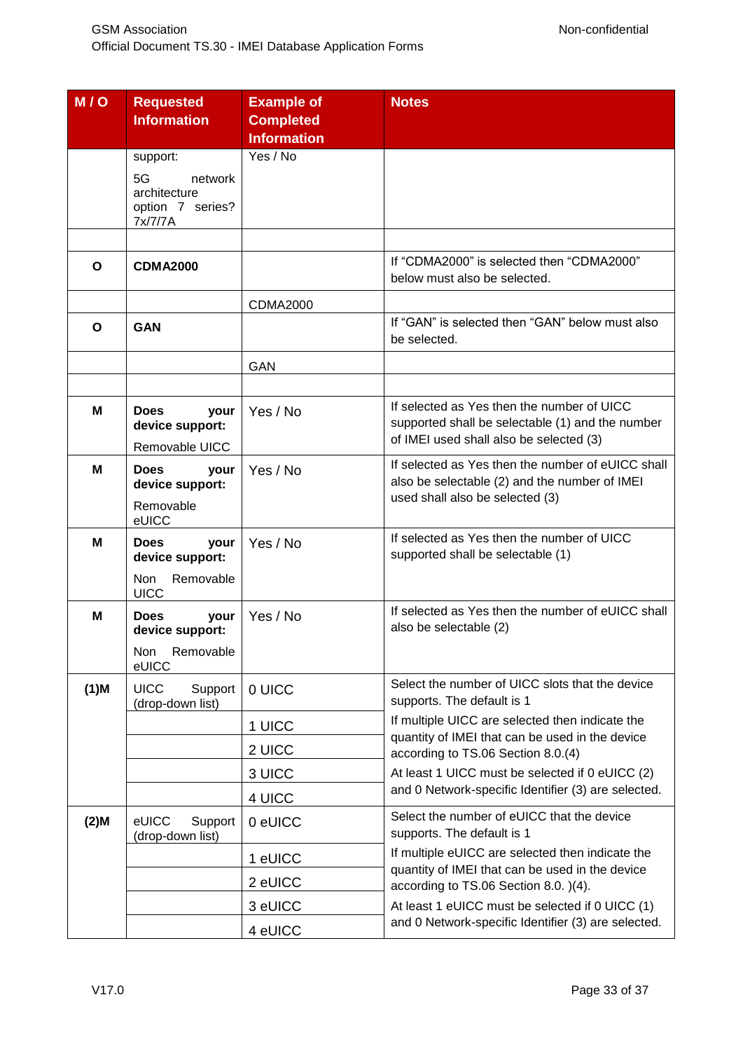| M / O | Requested Information | Example of Completed Information | Notes |
|---|---|---|---|
| | support: 5G network architecture option 7 series? 7x/7/7A | Yes / No | |
| | | | |
| **O** | **CDMA2000** | | If “CDMA2000” is selected then “CDMA2000” below must also be selected. |
| | | CDMA2000 | |
| **O** | **GAN** | | If “GAN” is selected then “GAN” below must also be selected. |
| | | GAN | |
| | | | |
| **M** | **Does your device support:** Removable UICC | Yes / No | If selected as Yes then the number of UICC supported shall be selectable (1) and the number of IMEI used shall also be selected (3) |
| **M** | **Does your device support:** Removable eUICC | Yes / No | If selected as Yes then the number of eUICC shall also be selectable (2) and the number of IMEI used shall also be selected (3) |
| **M** | **Does your device support:** Non Removable UICC | Yes / No | If selected as Yes then the number of UICC supported shall be selectable (1) |
| **M** | **Does your device support:** Non Removable eUICC | Yes / No | If selected as Yes then the number of eUICC shall also be selectable (2) |
| **(1)M** | UICC Support (drop-down list) | 0 UICC | Select the number of UICC slots that the device supports. The default is 1 |
| | | 1 UICC | If multiple UICC are selected then indicate the quantity of IMEI that can be used in the device according to TS.06 Section 8.0.(4) |
| | | 2 UICC | |
| | | 3 UICC | At least 1 UICC must be selected if 0 eUICC (2) and 0 Network-specific Identifier (3) are selected. |
| | | 4 UICC | |
| **(2)M** | eUICC Support (drop-down list) | 0 eUICC | Select the number of eUICC that the device supports. The default is 1 |
| | | 1 eUICC | If multiple eUICC are selected then indicate the quantity of IMEI that can be used in the device according to TS.06 Section 8.0. )(4). |
| | | 2 eUICC | |
| | | 3 eUICC | At least 1 eUICC must be selected if 0 UICC (1) and 0 Network-specific Identifier (3) are selected. |
| | | 4 eUICC | |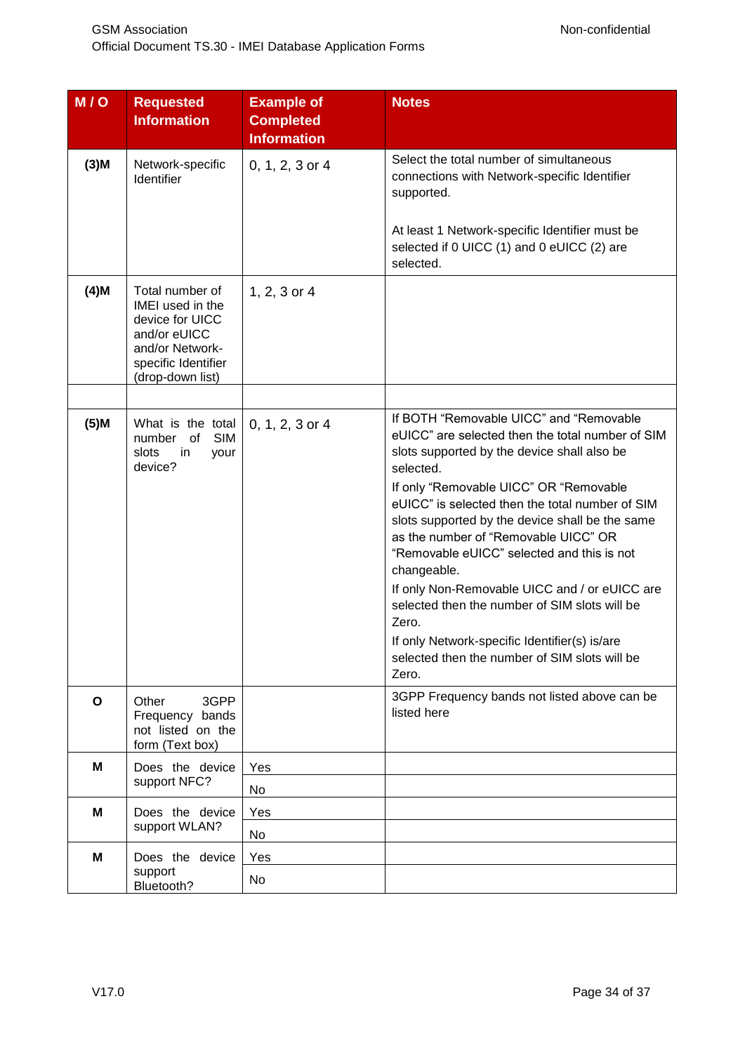| M / O | Requested Information | Example of Completed Information | Notes |
|---|---|---|---|
| (3)M | Network-specific Identifier | 0, 1, 2, 3 or 4 | Select the total number of simultaneous connections with Network-specific Identifier supported.<br><br>At least 1 Network-specific Identifier must be selected if 0 UICC (1) and 0 eUICC (2) are selected. |
| (4)M | Total number of IMEI used in the device for UICC and/or eUICC and/or Network-specific Identifier (drop-down list) | 1, 2, 3 or 4 | |
| | | | |
| (5)M | What is the total number of SIM slots in your device? | 0, 1, 2, 3 or 4 | If BOTH “Removable UICC” and “Removable eUICC” are selected then the total number of SIM slots supported by the device shall also be selected.<br>If only “Removable UICC” OR “Removable eUICC” is selected then the total number of SIM slots supported by the device shall be the same as the number of “Removable UICC” OR “Removable eUICC” selected and this is not changeable.<br>If only Non-Removable UICC and / or eUICC are selected then the number of SIM slots will be Zero.<br>If only Network-specific Identifier(s) is/are selected then the number of SIM slots will be Zero. |
| O | Other 3GPP Frequency bands not listed on the form (Text box) | | 3GPP Frequency bands not listed above can be listed here |
| M | Does the device support NFC? | Yes | |
| | | No | |
| M | Does the device support WLAN? | Yes | |
| | | No | |
| M | Does the device support Bluetooth? | Yes | |
| | | No | |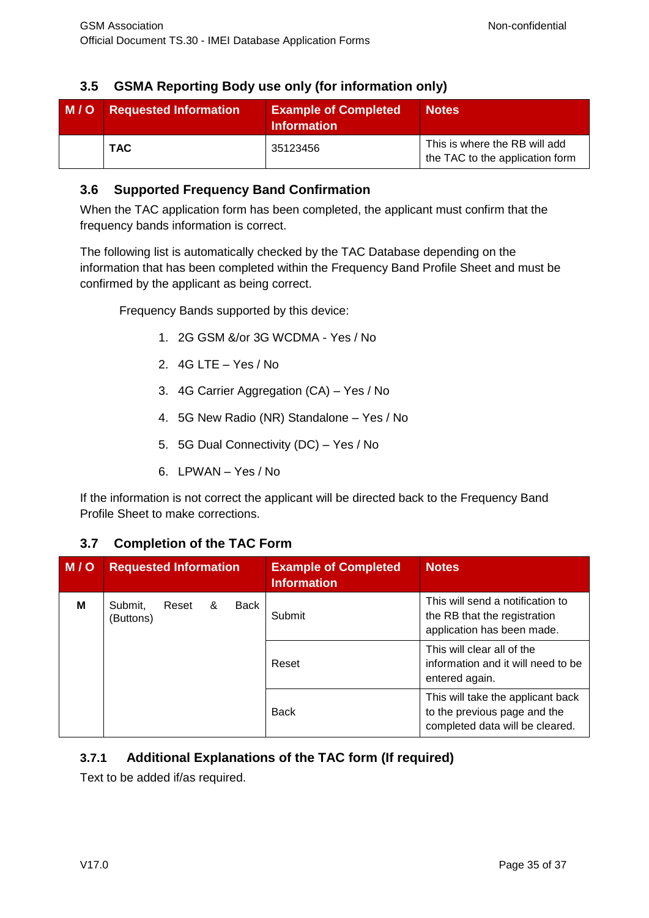### 3.5 GSMA Reporting Body use only (for information only)

| M / O | Requested Information | Example of Completed Information | Notes |
|---|---|---|---|
| | **TAC** | 35123456 | This is where the RB will add the TAC to the application form |

### 3.6 Supported Frequency Band Confirmation

When the TAC application form has been completed, the applicant must confirm that the frequency bands information is correct.

The following list is automatically checked by the TAC Database depending on the information that has been completed within the Frequency Band Profile Sheet and must be confirmed by the applicant as being correct.

Frequency Bands supported by this device:

1. 2G GSM &/or 3G WCDMA - Yes / No
2. 4G LTE – Yes / No
3. 4G Carrier Aggregation (CA) – Yes / No
4. 5G New Radio (NR) Standalone – Yes / No
5. 5G Dual Connectivity (DC) – Yes / No
6. LPWAN – Yes / No

If the information is not correct the applicant will be directed back to the Frequency Band Profile Sheet to make corrections.

### 3.7 Completion of the TAC Form

| M / O | Requested Information | Example of Completed Information | Notes |
|---|---|---|---|
| **M** | Submit, Reset & Back (Buttons) | Submit | This will send a notification to the RB that the registration application has been made. |
| | | Reset | This will clear all of the information and it will need to be entered again. |
| | | Back | This will take the applicant back to the previous page and the completed data will be cleared. |

#### 3.7.1 Additional Explanations of the TAC form (If required)

Text to be added if/as required.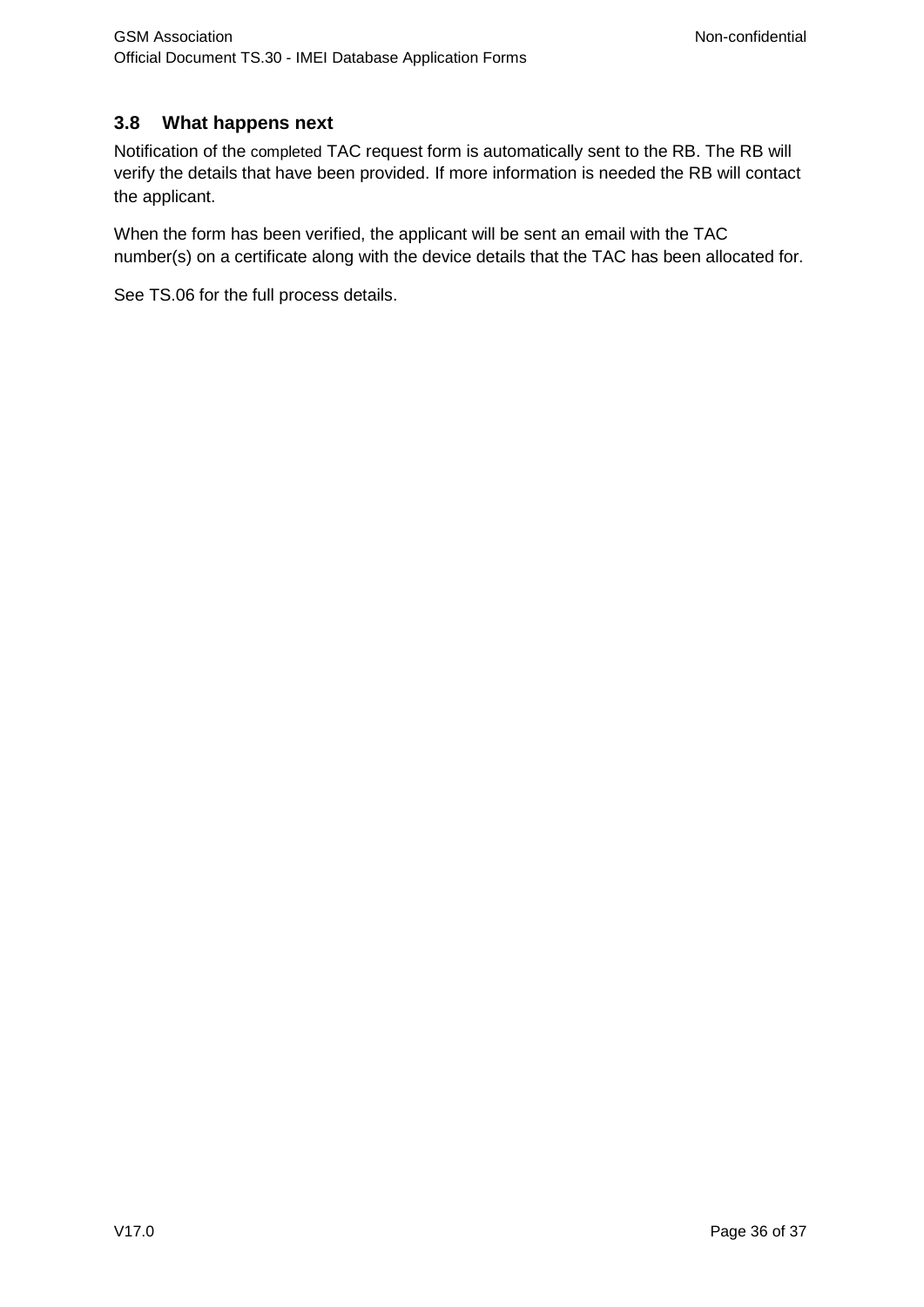### 3.8 What happens next

Notification of the completed TAC request form is automatically sent to the RB. The RB will verify the details that have been provided. If more information is needed the RB will contact the applicant.

When the form has been verified, the applicant will be sent an email with the TAC number(s) on a certificate along with the device details that the TAC has been allocated for.

See TS.06 for the full process details.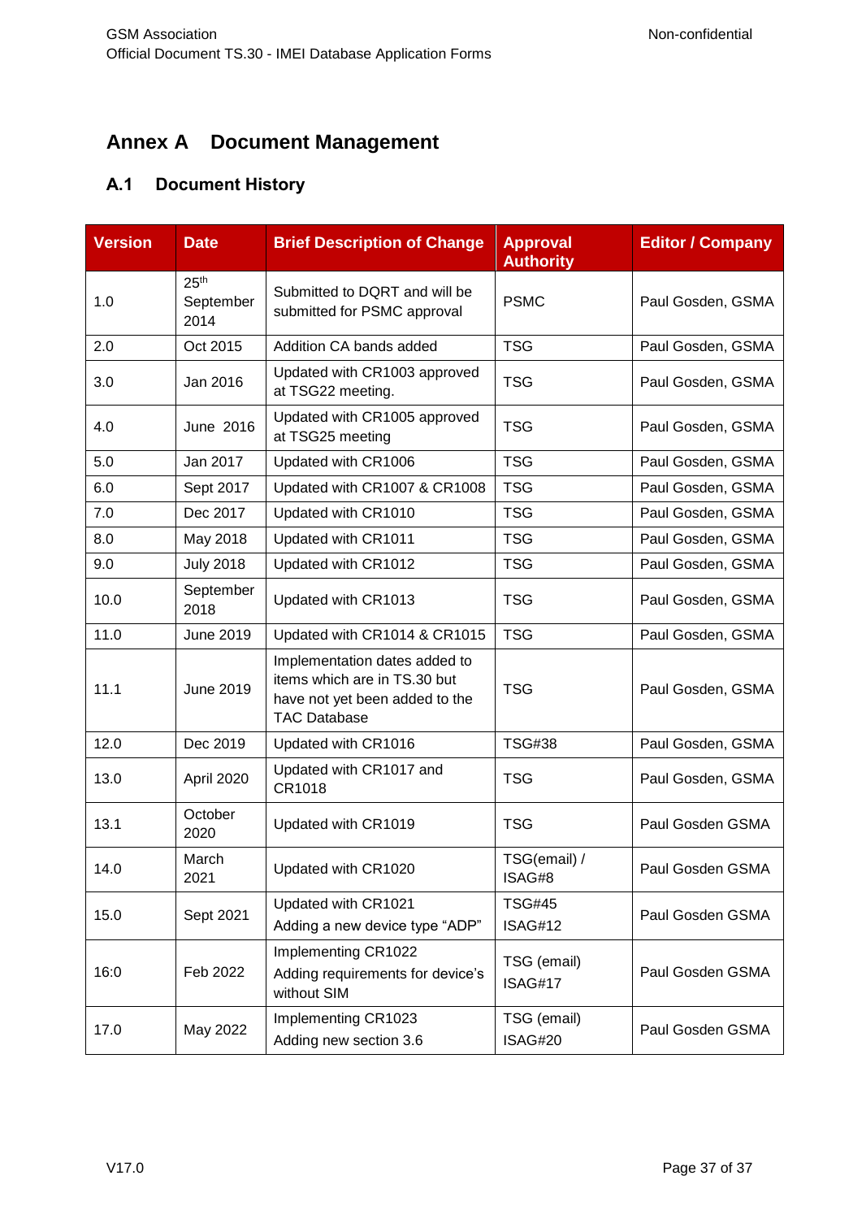# Annex A Document Management

## A.1 Document History

| Version | Date | Brief Description of Change | Approval Authority | Editor / Company |
|---|---|---|---|---|
| 1.0 | 25th September 2014 | Submitted to DQRT and will be submitted for PSMC approval | PSMC | Paul Gosden, GSMA |
| 2.0 | Oct 2015 | Addition CA bands added | TSG | Paul Gosden, GSMA |
| 3.0 | Jan 2016 | Updated with CR1003 approved at TSG22 meeting. | TSG | Paul Gosden, GSMA |
| 4.0 | June 2016 | Updated with CR1005 approved at TSG25 meeting | TSG | Paul Gosden, GSMA |
| 5.0 | Jan 2017 | Updated with CR1006 | TSG | Paul Gosden, GSMA |
| 6.0 | Sept 2017 | Updated with CR1007 & CR1008 | TSG | Paul Gosden, GSMA |
| 7.0 | Dec 2017 | Updated with CR1010 | TSG | Paul Gosden, GSMA |
| 8.0 | May 2018 | Updated with CR1011 | TSG | Paul Gosden, GSMA |
| 9.0 | July 2018 | Updated with CR1012 | TSG | Paul Gosden, GSMA |
| 10.0 | September 2018 | Updated with CR1013 | TSG | Paul Gosden, GSMA |
| 11.0 | June 2019 | Updated with CR1014 & CR1015 | TSG | Paul Gosden, GSMA |
| 11.1 | June 2019 | Implementation dates added to items which are in TS.30 but have not yet been added to the TAC Database | TSG | Paul Gosden, GSMA |
| 12.0 | Dec 2019 | Updated with CR1016 | TSG#38 | Paul Gosden, GSMA |
| 13.0 | April 2020 | Updated with CR1017 and CR1018 | TSG | Paul Gosden, GSMA |
| 13.1 | October 2020 | Updated with CR1019 | TSG | Paul Gosden GSMA |
| 14.0 | March 2021 | Updated with CR1020 | TSG(email) / ISAG#8 | Paul Gosden GSMA |
| 15.0 | Sept 2021 | Updated with CR1021<br>Adding a new device type "ADP" | TSG#45<br>ISAG#12 | Paul Gosden GSMA |
| 16:0 | Feb 2022 | Implementing CR1022<br>Adding requirements for device's without SIM | TSG (email)<br>ISAG#17 | Paul Gosden GSMA |
| 17.0 | May 2022 | Implementing CR1023<br>Adding new section 3.6 | TSG (email)<br>ISAG#20 | Paul Gosden GSMA |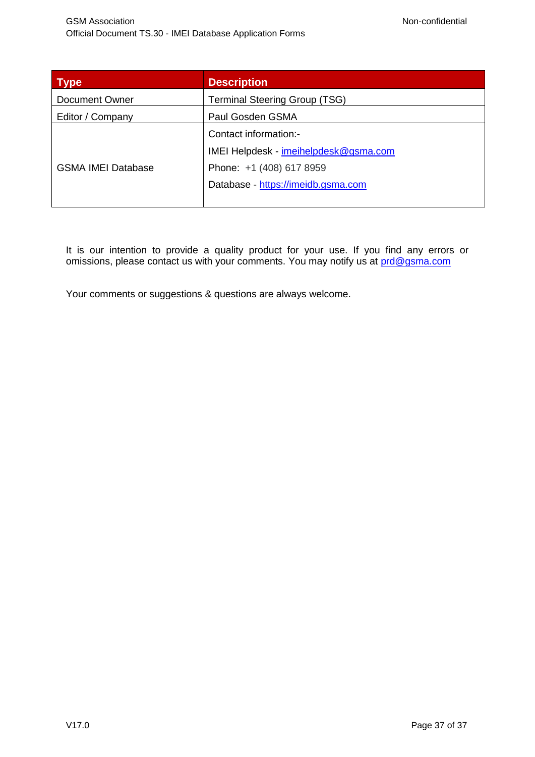| Type | Description |
|---|---|
| Document Owner | Terminal Steering Group (TSG) |
| Editor / Company | Paul Gosden GSMA |
| GSMA IMEI Database | Contact information:-<br>IMEI Helpdesk - imeihelpdesk@gsma.com<br>Phone: +1 (408) 617 8959<br>Database - https://imeidb.gsma.com |

It is our intention to provide a quality product for your use. If you find any errors or omissions, please contact us with your comments. You may notify us at prd@gsma.com

Your comments or suggestions & questions are always welcome.